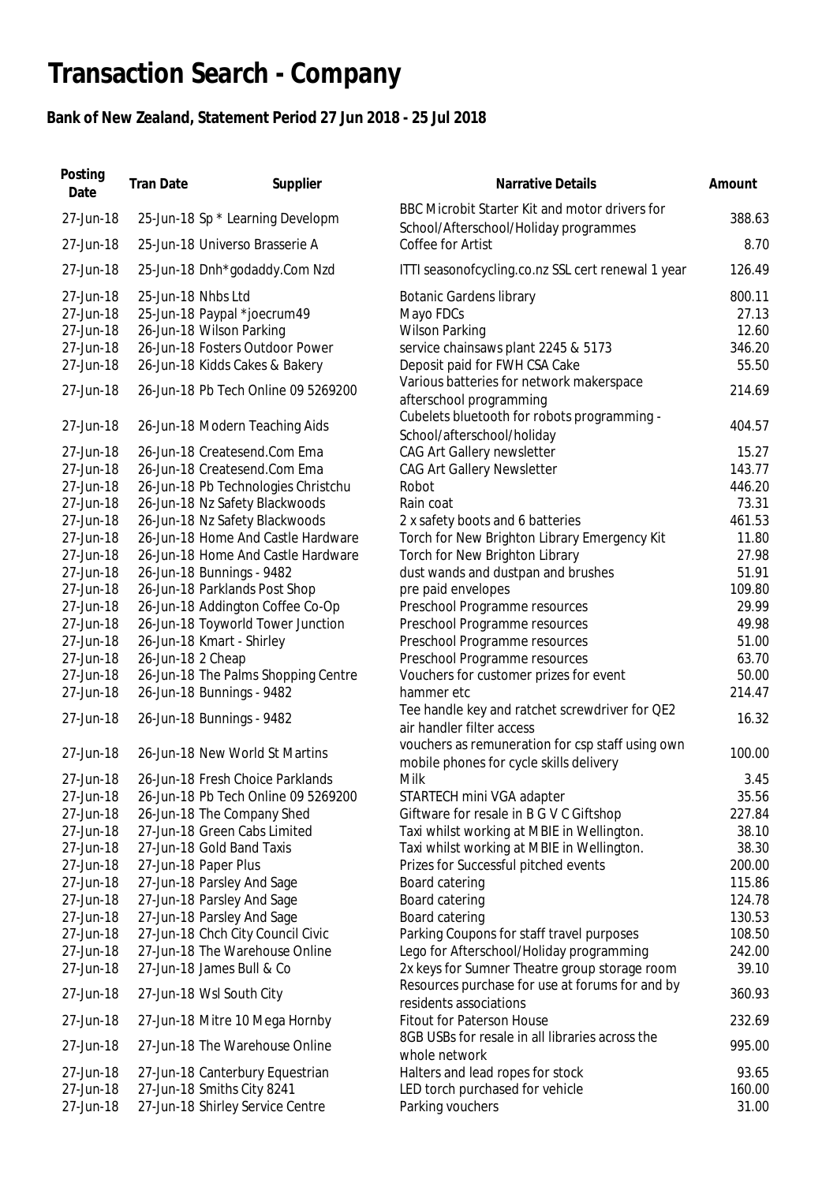# Transaction Search - Company

## Bank of New Zealand, Statement Period 27 Jun 2018 - 25 Jul 2018

| Posting Date | Tran Date | Supplier | Narrative Details | Amount |
|---|---|---|---|---|
| 27-Jun-18 | 25-Jun-18 | Sp * Learning Developm | BBC Microbit Starter Kit and motor drivers for School/Afterschool/Holiday programmes | 388.63 |
| 27-Jun-18 | 25-Jun-18 | Universo Brasserie A | Coffee for Artist | 8.70 |
| 27-Jun-18 | 25-Jun-18 | Dnh*godaddy.Com Nzd | ITTI seasonofcycling.co.nz SSL cert renewal 1 year | 126.49 |
| 27-Jun-18 | 25-Jun-18 | Nhbs Ltd | Botanic Gardens library | 800.11 |
| 27-Jun-18 | 25-Jun-18 | Paypal *joecrum49 | Mayo FDCs | 27.13 |
| 27-Jun-18 | 26-Jun-18 | Wilson Parking | Wilson Parking | 12.60 |
| 27-Jun-18 | 26-Jun-18 | Fosters Outdoor Power | service chainsaws plant 2245 & 5173 | 346.20 |
| 27-Jun-18 | 26-Jun-18 | Kidds Cakes & Bakery | Deposit paid for FWH CSA Cake | 55.50 |
| 27-Jun-18 | 26-Jun-18 | Pb Tech Online 09 5269200 | Various batteries for network makerspace afterschool programming | 214.69 |
| 27-Jun-18 | 26-Jun-18 | Modern Teaching Aids | Cubelets bluetooth for robots programming - School/afterschool/holiday | 404.57 |
| 27-Jun-18 | 26-Jun-18 | Createsend.Com Ema | CAG Art Gallery newsletter | 15.27 |
| 27-Jun-18 | 26-Jun-18 | Createsend.Com Ema | CAG Art Gallery Newsletter | 143.77 |
| 27-Jun-18 | 26-Jun-18 | Pb Technologies Christchu | Robot | 446.20 |
| 27-Jun-18 | 26-Jun-18 | Nz Safety Blackwoods | Rain coat | 73.31 |
| 27-Jun-18 | 26-Jun-18 | Nz Safety Blackwoods | 2 x safety boots and 6 batteries | 461.53 |
| 27-Jun-18 | 26-Jun-18 | Home And Castle Hardware | Torch for New Brighton Library Emergency Kit | 11.80 |
| 27-Jun-18 | 26-Jun-18 | Home And Castle Hardware | Torch for New Brighton Library | 27.98 |
| 27-Jun-18 | 26-Jun-18 | Bunnings - 9482 | dust wands and dustpan and brushes | 51.91 |
| 27-Jun-18 | 26-Jun-18 | Parklands Post Shop | pre paid envelopes | 109.80 |
| 27-Jun-18 | 26-Jun-18 | Addington Coffee Co-Op | Preschool Programme resources | 29.99 |
| 27-Jun-18 | 26-Jun-18 | Toyworld Tower Junction | Preschool Programme resources | 49.98 |
| 27-Jun-18 | 26-Jun-18 | Kmart - Shirley | Preschool Programme resources | 51.00 |
| 27-Jun-18 | 26-Jun-18 | 2 Cheap | Preschool Programme resources | 63.70 |
| 27-Jun-18 | 26-Jun-18 | The Palms Shopping Centre | Vouchers for customer prizes for event | 50.00 |
| 27-Jun-18 | 26-Jun-18 | Bunnings - 9482 | hammer etc | 214.47 |
| 27-Jun-18 | 26-Jun-18 | Bunnings - 9482 | Tee handle key and ratchet screwdriver for QE2 air handler filter access | 16.32 |
| 27-Jun-18 | 26-Jun-18 | New World St Martins | vouchers as remuneration for csp staff using own mobile phones for cycle skills delivery | 100.00 |
| 27-Jun-18 | 26-Jun-18 | Fresh Choice Parklands | Milk | 3.45 |
| 27-Jun-18 | 26-Jun-18 | Pb Tech Online 09 5269200 | STARTECH mini VGA adapter | 35.56 |
| 27-Jun-18 | 26-Jun-18 | The Company Shed | Giftware for resale in B G V C Giftshop | 227.84 |
| 27-Jun-18 | 27-Jun-18 | Green Cabs Limited | Taxi whilst working at MBIE in Wellington. | 38.10 |
| 27-Jun-18 | 27-Jun-18 | Gold Band Taxis | Taxi whilst working at MBIE in Wellington. | 38.30 |
| 27-Jun-18 | 27-Jun-18 | Paper Plus | Prizes for Successful pitched events | 200.00 |
| 27-Jun-18 | 27-Jun-18 | Parsley And Sage | Board catering | 115.86 |
| 27-Jun-18 | 27-Jun-18 | Parsley And Sage | Board catering | 124.78 |
| 27-Jun-18 | 27-Jun-18 | Parsley And Sage | Board catering | 130.53 |
| 27-Jun-18 | 27-Jun-18 | Chch City Council Civic | Parking Coupons for staff travel purposes | 108.50 |
| 27-Jun-18 | 27-Jun-18 | The Warehouse Online | Lego for Afterschool/Holiday programming | 242.00 |
| 27-Jun-18 | 27-Jun-18 | James Bull & Co | 2x keys for Sumner Theatre group storage room | 39.10 |
| 27-Jun-18 | 27-Jun-18 | Wsl South City | Resources purchase for use at forums for and by residents associations | 360.93 |
| 27-Jun-18 | 27-Jun-18 | Mitre 10 Mega Hornby | Fitout for Paterson House | 232.69 |
| 27-Jun-18 | 27-Jun-18 | The Warehouse Online | 8GB USBs for resale in all libraries across the whole network | 995.00 |
| 27-Jun-18 | 27-Jun-18 | Canterbury Equestrian | Halters and lead ropes for stock | 93.65 |
| 27-Jun-18 | 27-Jun-18 | Smiths City 8241 | LED torch purchased for vehicle | 160.00 |
| 27-Jun-18 | 27-Jun-18 | Shirley Service Centre | Parking vouchers | 31.00 |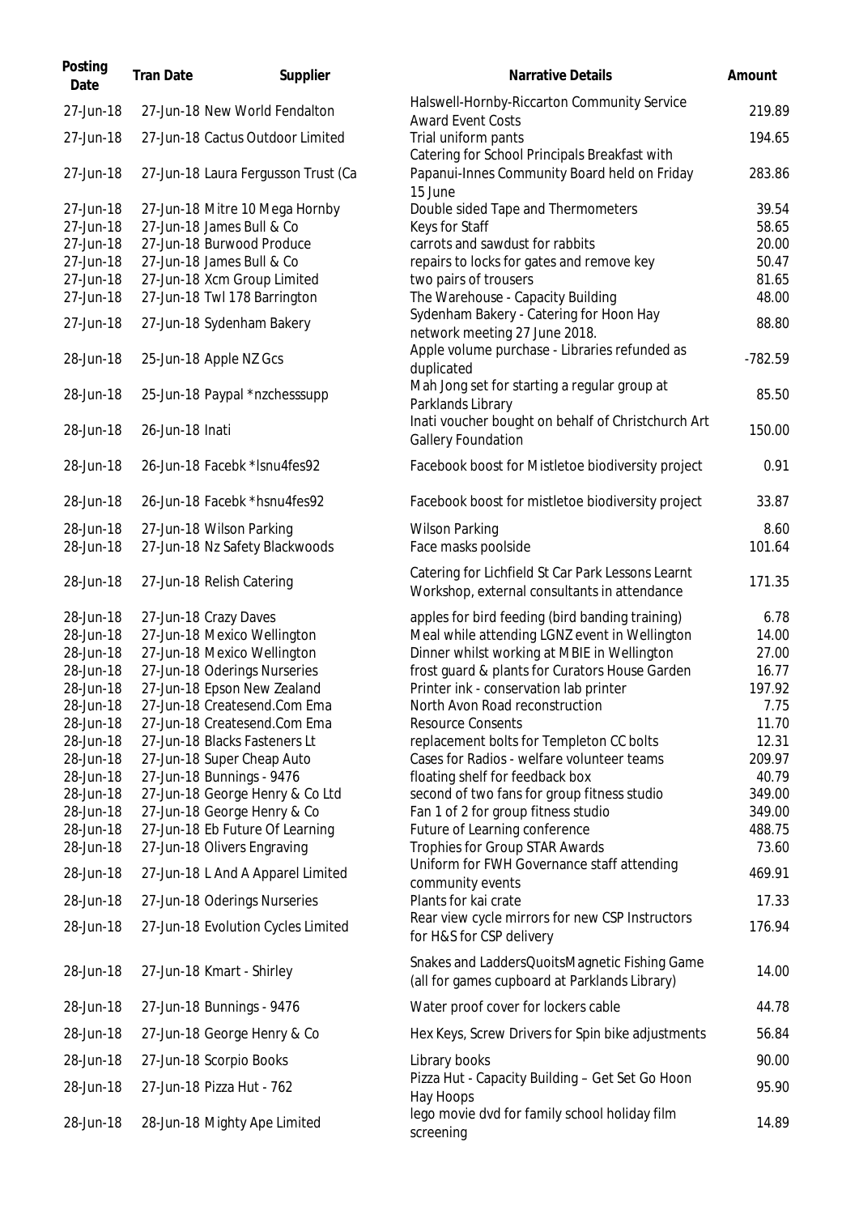| Posting Date | Tran Date | Supplier | Narrative Details | Amount |
|---|---|---|---|---|
| 27-Jun-18 | 27-Jun-18 | New World Fendalton | Halswell-Hornby-Riccarton Community Service Award Event Costs | 219.89 |
| 27-Jun-18 | 27-Jun-18 | Cactus Outdoor Limited | Trial uniform pants | 194.65 |
| 27-Jun-18 | 27-Jun-18 | Laura Fergusson Trust (Ca | Catering for School Principals Breakfast with Papanui-Innes Community Board held on Friday 15 June | 283.86 |
| 27-Jun-18 | 27-Jun-18 | Mitre 10 Mega Hornby | Double sided Tape and Thermometers | 39.54 |
| 27-Jun-18 | 27-Jun-18 | James Bull & Co | Keys for Staff | 58.65 |
| 27-Jun-18 | 27-Jun-18 | Burwood Produce | carrots and sawdust for rabbits | 20.00 |
| 27-Jun-18 | 27-Jun-18 | James Bull & Co | repairs to locks for gates and remove key | 50.47 |
| 27-Jun-18 | 27-Jun-18 | Xcm Group Limited | two pairs of trousers | 81.65 |
| 27-Jun-18 | 27-Jun-18 | Twl 178 Barrington | The Warehouse - Capacity Building | 48.00 |
| 27-Jun-18 | 27-Jun-18 | Sydenham Bakery | Sydenham Bakery - Catering for Hoon Hay network meeting 27 June 2018. | 88.80 |
| 28-Jun-18 | 25-Jun-18 | Apple NZ Gcs | Apple volume purchase - Libraries refunded as duplicated | -782.59 |
| 28-Jun-18 | 25-Jun-18 | Paypal *nzchesssupp | Mah Jong set for starting a regular group at Parklands Library | 85.50 |
| 28-Jun-18 | 26-Jun-18 | Inati | Inati voucher bought on behalf of Christchurch Art Gallery Foundation | 150.00 |
| 28-Jun-18 | 26-Jun-18 | Facebk *lsnu4fes92 | Facebook boost for Mistletoe biodiversity project | 0.91 |
| 28-Jun-18 | 26-Jun-18 | Facebk *hsnu4fes92 | Facebook boost for mistletoe biodiversity project | 33.87 |
| 28-Jun-18 | 27-Jun-18 | Wilson Parking | Wilson Parking | 8.60 |
| 28-Jun-18 | 27-Jun-18 | Nz Safety Blackwoods | Face masks poolside | 101.64 |
| 28-Jun-18 | 27-Jun-18 | Relish Catering | Catering for Lichfield St Car Park Lessons Learnt Workshop, external consultants in attendance | 171.35 |
| 28-Jun-18 | 27-Jun-18 | Crazy Daves | apples for bird feeding (bird banding training) | 6.78 |
| 28-Jun-18 | 27-Jun-18 | Mexico Wellington | Meal while attending LGNZ event in Wellington | 14.00 |
| 28-Jun-18 | 27-Jun-18 | Mexico Wellington | Dinner whilst working at MBIE in Wellington | 27.00 |
| 28-Jun-18 | 27-Jun-18 | Oderings Nurseries | frost guard & plants for Curators House Garden | 16.77 |
| 28-Jun-18 | 27-Jun-18 | Epson New Zealand | Printer ink - conservation lab printer | 197.92 |
| 28-Jun-18 | 27-Jun-18 | Createsend.Com Ema | North Avon Road reconstruction | 7.75 |
| 28-Jun-18 | 27-Jun-18 | Createsend.Com Ema | Resource Consents | 11.70 |
| 28-Jun-18 | 27-Jun-18 | Blacks Fasteners Lt | replacement bolts for Templeton CC bolts | 12.31 |
| 28-Jun-18 | 27-Jun-18 | Super Cheap Auto | Cases for Radios - welfare volunteer teams | 209.97 |
| 28-Jun-18 | 27-Jun-18 | Bunnings - 9476 | floating shelf for feedback box | 40.79 |
| 28-Jun-18 | 27-Jun-18 | George Henry & Co Ltd | second of two fans for group fitness studio | 349.00 |
| 28-Jun-18 | 27-Jun-18 | George Henry & Co | Fan 1 of 2 for group fitness studio | 349.00 |
| 28-Jun-18 | 27-Jun-18 | Eb Future Of Learning | Future of Learning conference | 488.75 |
| 28-Jun-18 | 27-Jun-18 | Olivers Engraving | Trophies for Group STAR Awards | 73.60 |
| 28-Jun-18 | 27-Jun-18 | L And A Apparel Limited | Uniform for FWH Governance staff attending community events | 469.91 |
| 28-Jun-18 | 27-Jun-18 | Oderings Nurseries | Plants for kai crate | 17.33 |
| 28-Jun-18 | 27-Jun-18 | Evolution Cycles Limited | Rear view cycle mirrors for new CSP Instructors for H&S for CSP delivery | 176.94 |
| 28-Jun-18 | 27-Jun-18 | Kmart - Shirley | Snakes and LaddersQuoitsMagnetic Fishing Game (all for games cupboard at Parklands Library) | 14.00 |
| 28-Jun-18 | 27-Jun-18 | Bunnings - 9476 | Water proof cover for lockers cable | 44.78 |
| 28-Jun-18 | 27-Jun-18 | George Henry & Co | Hex Keys, Screw Drivers for Spin bike adjustments | 56.84 |
| 28-Jun-18 | 27-Jun-18 | Scorpio Books | Library books | 90.00 |
| 28-Jun-18 | 27-Jun-18 | Pizza Hut - 762 | Pizza Hut - Capacity Building – Get Set Go Hoon Hay Hoops | 95.90 |
| 28-Jun-18 | 28-Jun-18 | Mighty Ape Limited | lego movie dvd for family school holiday film screening | 14.89 |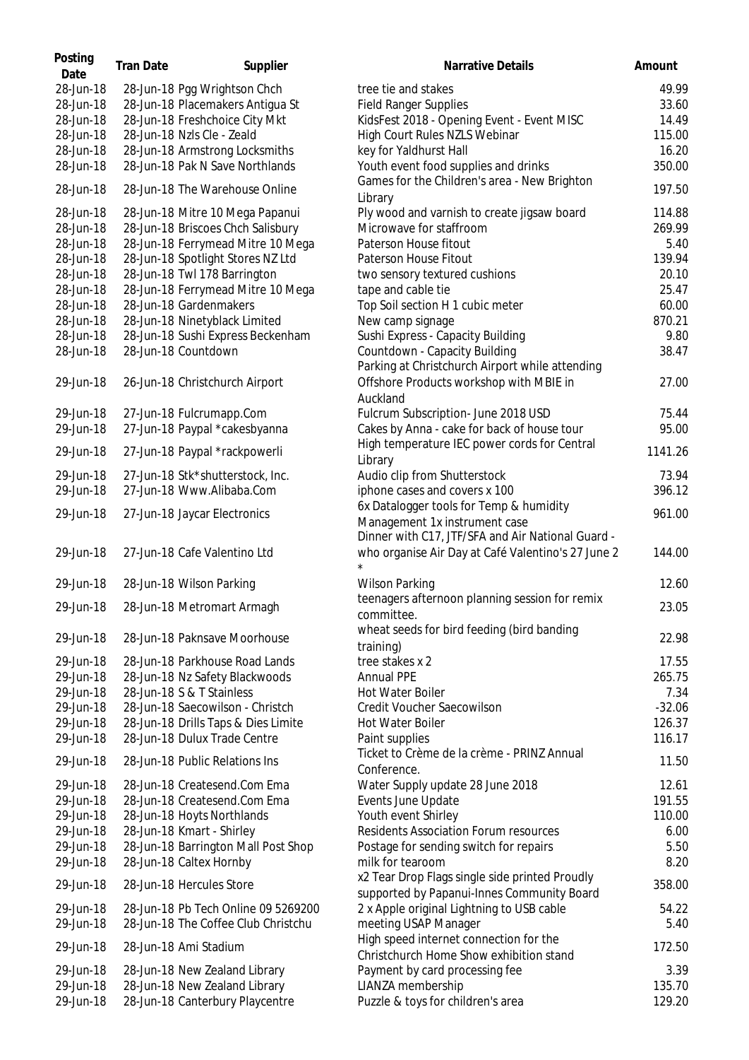| Posting Date | Tran Date | Supplier | Narrative Details | Amount |
|---|---|---|---|---|
| 28-Jun-18 | 28-Jun-18 | Pgg Wrightson Chch | tree tie and stakes | 49.99 |
| 28-Jun-18 | 28-Jun-18 | Placemakers Antigua St | Field Ranger Supplies | 33.60 |
| 28-Jun-18 | 28-Jun-18 | Freshchoice City Mkt | KidsFest 2018 - Opening Event - Event MISC | 14.49 |
| 28-Jun-18 | 28-Jun-18 | Nzls Cle - Zeald | High Court Rules NZLS Webinar | 115.00 |
| 28-Jun-18 | 28-Jun-18 | Armstrong Locksmiths | key for Yaldhurst Hall | 16.20 |
| 28-Jun-18 | 28-Jun-18 | Pak N Save Northlands | Youth event food supplies and drinks | 350.00 |
| 28-Jun-18 | 28-Jun-18 | The Warehouse Online | Games for the Children's area - New Brighton Library | 197.50 |
| 28-Jun-18 | 28-Jun-18 | Mitre 10 Mega Papanui | Ply wood and varnish to create jigsaw board | 114.88 |
| 28-Jun-18 | 28-Jun-18 | Briscoes Chch Salisbury | Microwave for staffroom | 269.99 |
| 28-Jun-18 | 28-Jun-18 | Ferrymead Mitre 10 Mega | Paterson House fitout | 5.40 |
| 28-Jun-18 | 28-Jun-18 | Spotlight Stores NZ Ltd | Paterson House Fitout | 139.94 |
| 28-Jun-18 | 28-Jun-18 | Twl 178 Barrington | two sensory textured cushions | 20.10 |
| 28-Jun-18 | 28-Jun-18 | Ferrymead Mitre 10 Mega | tape and cable tie | 25.47 |
| 28-Jun-18 | 28-Jun-18 | Gardenmakers | Top Soil section H 1 cubic meter | 60.00 |
| 28-Jun-18 | 28-Jun-18 | Ninetyblack Limited | New camp signage | 870.21 |
| 28-Jun-18 | 28-Jun-18 | Sushi Express Beckenham | Sushi Express - Capacity Building | 9.80 |
| 28-Jun-18 | 28-Jun-18 | Countdown | Countdown - Capacity Building | 38.47 |
| 29-Jun-18 | 26-Jun-18 | Christchurch Airport | Parking at Christchurch Airport while attending Offshore Products workshop with MBIE in Auckland | 27.00 |
| 29-Jun-18 | 27-Jun-18 | Fulcrumapp.Com | Fulcrum Subscription- June 2018 USD | 75.44 |
| 29-Jun-18 | 27-Jun-18 | Paypal *cakesbyanna | Cakes by Anna - cake for back of house tour | 95.00 |
| 29-Jun-18 | 27-Jun-18 | Paypal *rackpowerli | High temperature IEC power cords for Central Library | 1141.26 |
| 29-Jun-18 | 27-Jun-18 | Stk*shutterstock, Inc. | Audio clip from Shutterstock | 73.94 |
| 29-Jun-18 | 27-Jun-18 | Www.Alibaba.Com | iphone cases and covers x 100 | 396.12 |
| 29-Jun-18 | 27-Jun-18 | Jaycar Electronics | 6x Datalogger tools for Temp & humidity Management 1x instrument case | 961.00 |
| 29-Jun-18 | 27-Jun-18 | Cafe Valentino Ltd | Dinner with C17, JTF/SFA and Air National Guard - who organise Air Day at Café Valentino's 27 June 2 * | 144.00 |
| 29-Jun-18 | 28-Jun-18 | Wilson Parking | Wilson Parking | 12.60 |
| 29-Jun-18 | 28-Jun-18 | Metromart Armagh | teenagers afternoon planning session for remix committee. | 23.05 |
| 29-Jun-18 | 28-Jun-18 | Paknsave Moorhouse | wheat seeds for bird feeding (bird banding training) | 22.98 |
| 29-Jun-18 | 28-Jun-18 | Parkhouse Road Lands | tree stakes x 2 | 17.55 |
| 29-Jun-18 | 28-Jun-18 | Nz Safety Blackwoods | Annual PPE | 265.75 |
| 29-Jun-18 | 28-Jun-18 | S & T Stainless | Hot Water Boiler | 7.34 |
| 29-Jun-18 | 28-Jun-18 | Saecowilson - Christch | Credit Voucher Saecowilson | -32.06 |
| 29-Jun-18 | 28-Jun-18 | Drills Taps & Dies Limite | Hot Water Boiler | 126.37 |
| 29-Jun-18 | 28-Jun-18 | Dulux Trade Centre | Paint supplies | 116.17 |
| 29-Jun-18 | 28-Jun-18 | Public Relations Ins | Ticket to Crème de la crème - PRINZ Annual Conference. | 11.50 |
| 29-Jun-18 | 28-Jun-18 | Createsend.Com Ema | Water Supply update 28 June 2018 | 12.61 |
| 29-Jun-18 | 28-Jun-18 | Createsend.Com Ema | Events June Update | 191.55 |
| 29-Jun-18 | 28-Jun-18 | Hoyts Northlands | Youth event Shirley | 110.00 |
| 29-Jun-18 | 28-Jun-18 | Kmart - Shirley | Residents Association Forum resources | 6.00 |
| 29-Jun-18 | 28-Jun-18 | Barrington Mall Post Shop | Postage for sending switch for repairs | 5.50 |
| 29-Jun-18 | 28-Jun-18 | Caltex Hornby | milk for tearoom | 8.20 |
| 29-Jun-18 | 28-Jun-18 | Hercules Store | x2 Tear Drop Flags single side printed Proudly supported by Papanui-Innes Community Board | 358.00 |
| 29-Jun-18 | 28-Jun-18 | Pb Tech Online 09 5269200 | 2 x Apple original Lightning to USB cable | 54.22 |
| 29-Jun-18 | 28-Jun-18 | The Coffee Club Christchu | meeting USAP Manager | 5.40 |
| 29-Jun-18 | 28-Jun-18 | Ami Stadium | High speed internet connection for the Christchurch Home Show exhibition stand | 172.50 |
| 29-Jun-18 | 28-Jun-18 | New Zealand Library | Payment by card processing fee | 3.39 |
| 29-Jun-18 | 28-Jun-18 | New Zealand Library | LIANZA membership | 135.70 |
| 29-Jun-18 | 28-Jun-18 | Canterbury Playcentre | Puzzle & toys for children's area | 129.20 |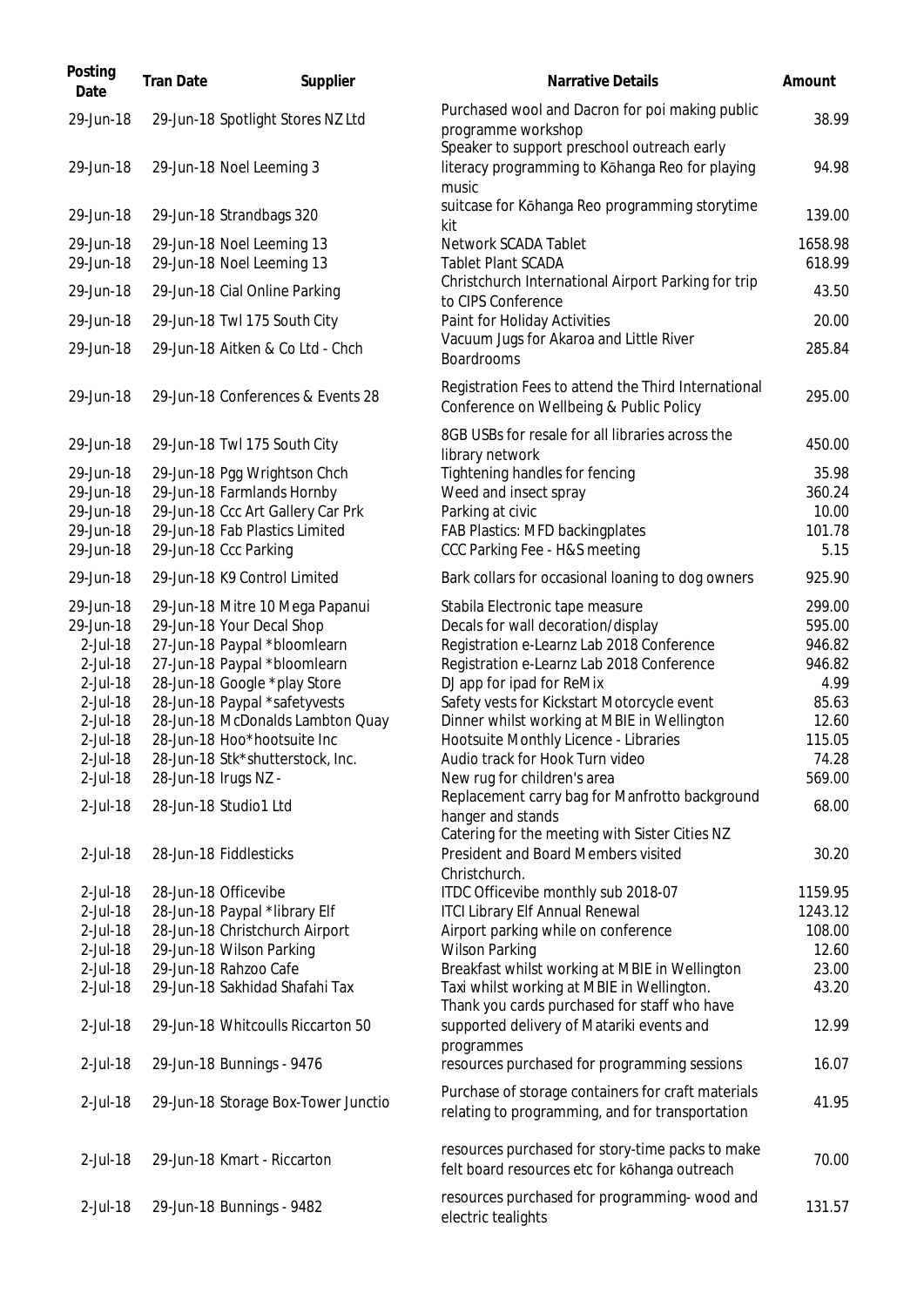| Posting Date | Tran Date | Supplier | Narrative Details | Amount |
|---|---|---|---|---|
| 29-Jun-18 | 29-Jun-18 | Spotlight Stores NZ Ltd | Purchased wool and Dacron for poi making public programme workshop | 38.99 |
| 29-Jun-18 | 29-Jun-18 | Noel Leeming 3 | Speaker to support preschool outreach early literacy programming to Kōhanga Reo for playing music | 94.98 |
| 29-Jun-18 | 29-Jun-18 | Strandbags 320 | suitcase for Kōhanga Reo programming storytime kit | 139.00 |
| 29-Jun-18 | 29-Jun-18 | Noel Leeming 13 | Network SCADA Tablet | 1658.98 |
| 29-Jun-18 | 29-Jun-18 | Noel Leeming 13 | Tablet Plant SCADA | 618.99 |
| 29-Jun-18 | 29-Jun-18 | Cial Online Parking | Christchurch International Airport Parking for trip to CIPS Conference | 43.50 |
| 29-Jun-18 | 29-Jun-18 | Twl 175 South City | Paint for Holiday Activities | 20.00 |
| 29-Jun-18 | 29-Jun-18 | Aitken & Co Ltd - Chch | Vacuum Jugs for Akaroa and Little River Boardrooms | 285.84 |
| 29-Jun-18 | 29-Jun-18 | Conferences & Events 28 | Registration Fees to attend the Third International Conference on Wellbeing & Public Policy | 295.00 |
| 29-Jun-18 | 29-Jun-18 | Twl 175 South City | 8GB USBs for resale for all libraries across the library network | 450.00 |
| 29-Jun-18 | 29-Jun-18 | Pgg Wrightson Chch | Tightening handles for fencing | 35.98 |
| 29-Jun-18 | 29-Jun-18 | Farmlands Hornby | Weed and insect spray | 360.24 |
| 29-Jun-18 | 29-Jun-18 | Ccc Art Gallery Car Prk | Parking at civic | 10.00 |
| 29-Jun-18 | 29-Jun-18 | Fab Plastics Limited | FAB Plastics: MFD backingplates | 101.78 |
| 29-Jun-18 | 29-Jun-18 | Ccc Parking | CCC Parking Fee - H&S meeting | 5.15 |
| 29-Jun-18 | 29-Jun-18 | K9 Control Limited | Bark collars for occasional loaning to dog owners | 925.90 |
| 29-Jun-18 | 29-Jun-18 | Mitre 10 Mega Papanui | Stabila Electronic tape measure | 299.00 |
| 29-Jun-18 | 29-Jun-18 | Your Decal Shop | Decals for wall decoration/display | 595.00 |
| 2-Jul-18 | 27-Jun-18 | Paypal *bloomlearn | Registration e-Learnz Lab 2018 Conference | 946.82 |
| 2-Jul-18 | 27-Jun-18 | Paypal *bloomlearn | Registration e-Learnz Lab 2018 Conference | 946.82 |
| 2-Jul-18 | 28-Jun-18 | Google *play Store | DJ app for ipad for ReMix | 4.99 |
| 2-Jul-18 | 28-Jun-18 | Paypal *safetyvests | Safety vests for Kickstart Motorcycle event | 85.63 |
| 2-Jul-18 | 28-Jun-18 | McDonalds Lambton Quay | Dinner whilst working at MBIE in Wellington | 12.60 |
| 2-Jul-18 | 28-Jun-18 | Hoo*hootsuite Inc | Hootsuite Monthly Licence - Libraries | 115.05 |
| 2-Jul-18 | 28-Jun-18 | Stk*shutterstock, Inc. | Audio track for Hook Turn video | 74.28 |
| 2-Jul-18 | 28-Jun-18 | Irugs NZ - | New rug for children's area | 569.00 |
| 2-Jul-18 | 28-Jun-18 | Studio1 Ltd | Replacement carry bag for Manfrotto background hanger and stands | 68.00 |
| 2-Jul-18 | 28-Jun-18 | Fiddlesticks | Catering for the meeting with Sister Cities NZ President and Board Members visited Christchurch. | 30.20 |
| 2-Jul-18 | 28-Jun-18 | Officevibe | ITDC Officevibe monthly sub 2018-07 | 1159.95 |
| 2-Jul-18 | 28-Jun-18 | Paypal *library Elf | ITCI Library Elf Annual Renewal | 1243.12 |
| 2-Jul-18 | 28-Jun-18 | Christchurch Airport | Airport parking while on conference | 108.00 |
| 2-Jul-18 | 29-Jun-18 | Wilson Parking | Wilson Parking | 12.60 |
| 2-Jul-18 | 29-Jun-18 | Rahzoo Cafe | Breakfast whilst working at MBIE in Wellington | 23.00 |
| 2-Jul-18 | 29-Jun-18 | Sakhidad Shafahi Tax | Taxi whilst working at MBIE in Wellington. | 43.20 |
| 2-Jul-18 | 29-Jun-18 | Whitcoulls Riccarton 50 | Thank you cards purchased for staff who have supported delivery of Matariki events and programmes | 12.99 |
| 2-Jul-18 | 29-Jun-18 | Bunnings - 9476 | resources purchased for programming sessions | 16.07 |
| 2-Jul-18 | 29-Jun-18 | Storage Box-Tower Junctio | Purchase of storage containers for craft materials relating to programming, and for transportation | 41.95 |
| 2-Jul-18 | 29-Jun-18 | Kmart - Riccarton | resources purchased for story-time packs to make felt board resources etc for kōhanga outreach | 70.00 |
| 2-Jul-18 | 29-Jun-18 | Bunnings - 9482 | resources purchased for programming- wood and electric tealights | 131.57 |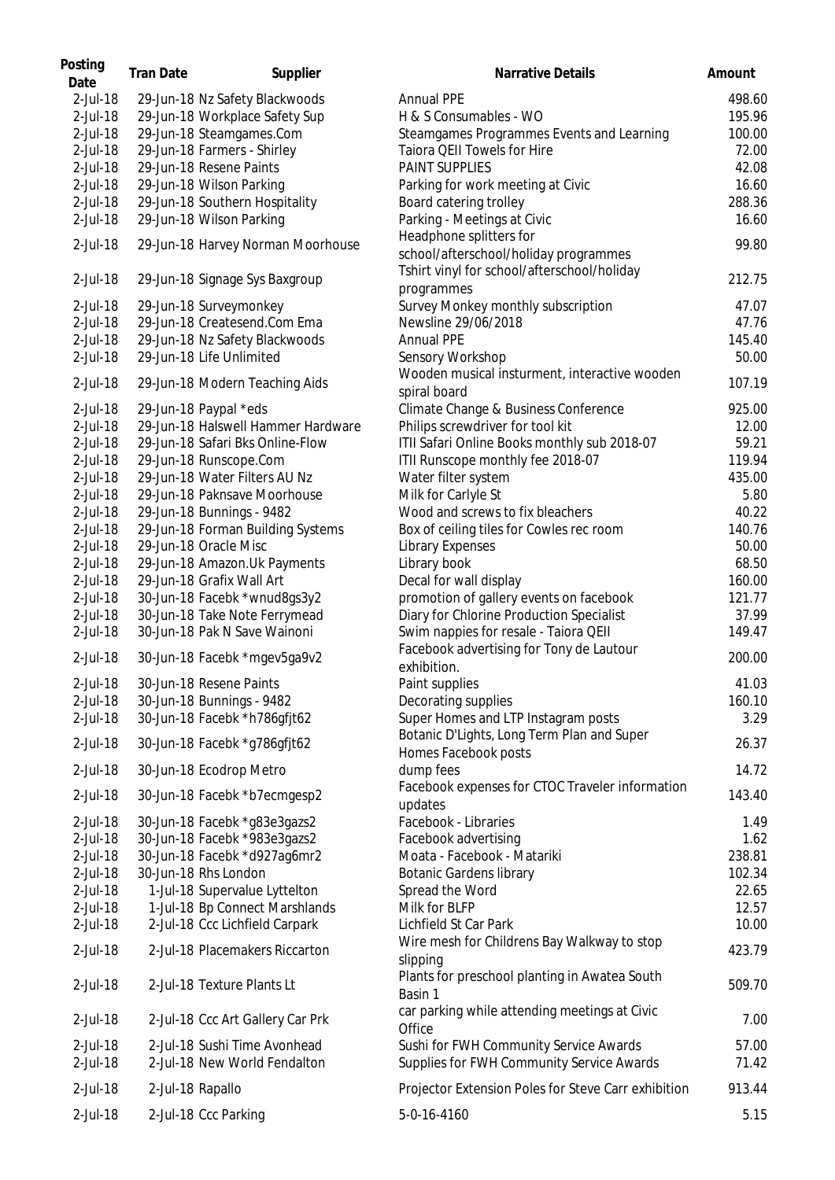| Posting Date | Tran Date | Supplier | Narrative Details | Amount |
|---|---|---|---|---|
| 2-Jul-18 | 29-Jun-18 | Nz Safety Blackwoods | Annual PPE | 498.60 |
| 2-Jul-18 | 29-Jun-18 | Workplace Safety Sup | H & S Consumables - WO | 195.96 |
| 2-Jul-18 | 29-Jun-18 | Steamgames.Com | Steamgames Programmes Events and Learning | 100.00 |
| 2-Jul-18 | 29-Jun-18 | Farmers - Shirley | Taiora QEII Towels for Hire | 72.00 |
| 2-Jul-18 | 29-Jun-18 | Resene Paints | PAINT SUPPLIES | 42.08 |
| 2-Jul-18 | 29-Jun-18 | Wilson Parking | Parking for work meeting at Civic | 16.60 |
| 2-Jul-18 | 29-Jun-18 | Southern Hospitality | Board catering trolley | 288.36 |
| 2-Jul-18 | 29-Jun-18 | Wilson Parking | Parking - Meetings at Civic | 16.60 |
| 2-Jul-18 | 29-Jun-18 | Harvey Norman Moorhouse | Headphone splitters for school/afterschool/holiday programmes | 99.80 |
| 2-Jul-18 | 29-Jun-18 | Signage Sys Baxgroup | Tshirt vinyl for school/afterschool/holiday programmes | 212.75 |
| 2-Jul-18 | 29-Jun-18 | Surveymonkey | Survey Monkey monthly subscription | 47.07 |
| 2-Jul-18 | 29-Jun-18 | Createsend.Com Ema | Newsline 29/06/2018 | 47.76 |
| 2-Jul-18 | 29-Jun-18 | Nz Safety Blackwoods | Annual PPE | 145.40 |
| 2-Jul-18 | 29-Jun-18 | Life Unlimited | Sensory Workshop | 50.00 |
| 2-Jul-18 | 29-Jun-18 | Modern Teaching Aids | Wooden musical insturment, interactive wooden spiral board | 107.19 |
| 2-Jul-18 | 29-Jun-18 | Paypal *eds | Climate Change & Business Conference | 925.00 |
| 2-Jul-18 | 29-Jun-18 | Halswell Hammer Hardware | Philips screwdriver for tool kit | 12.00 |
| 2-Jul-18 | 29-Jun-18 | Safari Bks Online-Flow | ITII Safari Online Books monthly sub 2018-07 | 59.21 |
| 2-Jul-18 | 29-Jun-18 | Runscope.Com | ITII Runscope monthly fee 2018-07 | 119.94 |
| 2-Jul-18 | 29-Jun-18 | Water Filters AU Nz | Water filter system | 435.00 |
| 2-Jul-18 | 29-Jun-18 | Paknsave Moorhouse | Milk for Carlyle St | 5.80 |
| 2-Jul-18 | 29-Jun-18 | Bunnings - 9482 | Wood and screws to fix bleachers | 40.22 |
| 2-Jul-18 | 29-Jun-18 | Forman Building Systems | Box of ceiling tiles for Cowles rec room | 140.76 |
| 2-Jul-18 | 29-Jun-18 | Oracle Misc | Library Expenses | 50.00 |
| 2-Jul-18 | 29-Jun-18 | Amazon.Uk Payments | Library book | 68.50 |
| 2-Jul-18 | 29-Jun-18 | Grafix Wall Art | Decal for wall display | 160.00 |
| 2-Jul-18 | 30-Jun-18 | Facebk *wnud8gs3y2 | promotion of gallery events on facebook | 121.77 |
| 2-Jul-18 | 30-Jun-18 | Take Note Ferrymead | Diary for Chlorine Production Specialist | 37.99 |
| 2-Jul-18 | 30-Jun-18 | Pak N Save Wainoni | Swim nappies for resale - Taiora QEII | 149.47 |
| 2-Jul-18 | 30-Jun-18 | Facebk *mgev5ga9v2 | Facebook advertising for Tony de Lautour exhibition. | 200.00 |
| 2-Jul-18 | 30-Jun-18 | Resene Paints | Paint supplies | 41.03 |
| 2-Jul-18 | 30-Jun-18 | Bunnings - 9482 | Decorating supplies | 160.10 |
| 2-Jul-18 | 30-Jun-18 | Facebk *h786gfjt62 | Super Homes and LTP Instagram posts | 3.29 |
| 2-Jul-18 | 30-Jun-18 | Facebk *g786gfjt62 | Botanic D'Lights, Long Term Plan and Super Homes Facebook posts | 26.37 |
| 2-Jul-18 | 30-Jun-18 | Ecodrop Metro | dump fees | 14.72 |
| 2-Jul-18 | 30-Jun-18 | Facebk *b7ecmgesp2 | Facebook expenses for CTOC Traveler information updates | 143.40 |
| 2-Jul-18 | 30-Jun-18 | Facebk *g83e3gazs2 | Facebook - Libraries | 1.49 |
| 2-Jul-18 | 30-Jun-18 | Facebk *983e3gazs2 | Facebook advertising | 1.62 |
| 2-Jul-18 | 30-Jun-18 | Facebk *d927ag6mr2 | Moata - Facebook - Matariki | 238.81 |
| 2-Jul-18 | 30-Jun-18 | Rhs London | Botanic Gardens library | 102.34 |
| 2-Jul-18 | 1-Jul-18 | Supervalue Lyttelton | Spread the Word | 22.65 |
| 2-Jul-18 | 1-Jul-18 | Bp Connect Marshlands | Milk for BLFP | 12.57 |
| 2-Jul-18 | 2-Jul-18 | Ccc Lichfield Carpark | Lichfield St Car Park | 10.00 |
| 2-Jul-18 | 2-Jul-18 | Placemakers Riccarton | Wire mesh for Childrens Bay Walkway to stop slipping | 423.79 |
| 2-Jul-18 | 2-Jul-18 | Texture Plants Lt | Plants for preschool planting in Awatea South Basin 1 | 509.70 |
| 2-Jul-18 | 2-Jul-18 | Ccc Art Gallery Car Prk | car parking while attending meetings at Civic Office | 7.00 |
| 2-Jul-18 | 2-Jul-18 | Sushi Time Avonhead | Sushi for FWH Community Service Awards | 57.00 |
| 2-Jul-18 | 2-Jul-18 | New World Fendalton | Supplies for FWH Community Service Awards | 71.42 |
| 2-Jul-18 | 2-Jul-18 | Rapallo | Projector Extension Poles for Steve Carr exhibition | 913.44 |
| 2-Jul-18 | 2-Jul-18 | Ccc Parking | 5-0-16-4160 | 5.15 |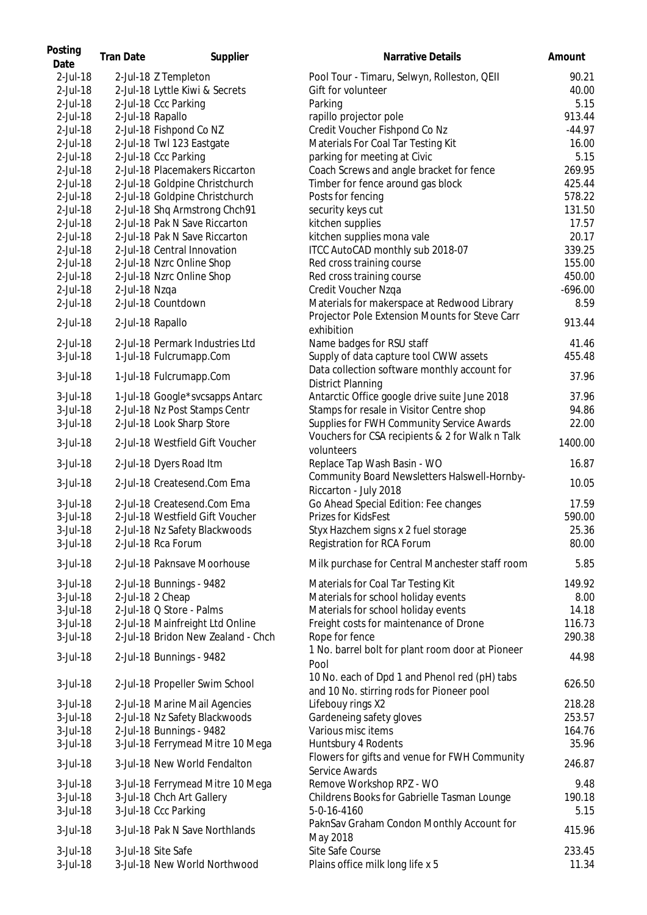| Posting Date | Tran Date | Supplier | Narrative Details | Amount |
| --- | --- | --- | --- | --- |
| 2-Jul-18 | 2-Jul-18 | Z Templeton | Pool Tour - Timaru, Selwyn, Rolleston, QEII | 90.21 |
| 2-Jul-18 | 2-Jul-18 | Lyttle Kiwi & Secrets | Gift for volunteer | 40.00 |
| 2-Jul-18 | 2-Jul-18 | Ccc Parking | Parking | 5.15 |
| 2-Jul-18 | 2-Jul-18 | Rapallo | rapillo projector pole | 913.44 |
| 2-Jul-18 | 2-Jul-18 | Fishpond Co NZ | Credit Voucher Fishpond Co Nz | -44.97 |
| 2-Jul-18 | 2-Jul-18 | Twl 123 Eastgate | Materials For Coal Tar Testing Kit | 16.00 |
| 2-Jul-18 | 2-Jul-18 | Ccc Parking | parking for meeting at Civic | 5.15 |
| 2-Jul-18 | 2-Jul-18 | Placemakers Riccarton | Coach Screws and angle bracket for fence | 269.95 |
| 2-Jul-18 | 2-Jul-18 | Goldpine Christchurch | Timber for fence around gas block | 425.44 |
| 2-Jul-18 | 2-Jul-18 | Goldpine Christchurch | Posts for fencing | 578.22 |
| 2-Jul-18 | 2-Jul-18 | Shq Armstrong Chch91 | security keys cut | 131.50 |
| 2-Jul-18 | 2-Jul-18 | Pak N Save Riccarton | kitchen supplies | 17.57 |
| 2-Jul-18 | 2-Jul-18 | Pak N Save Riccarton | kitchen supplies mona vale | 20.17 |
| 2-Jul-18 | 2-Jul-18 | Central Innovation | ITCC AutoCAD monthly sub 2018-07 | 339.25 |
| 2-Jul-18 | 2-Jul-18 | Nzrc Online Shop | Red cross training course | 155.00 |
| 2-Jul-18 | 2-Jul-18 | Nzrc Online Shop | Red cross training course | 450.00 |
| 2-Jul-18 | 2-Jul-18 | Nzqa | Credit Voucher Nzqa | -696.00 |
| 2-Jul-18 | 2-Jul-18 | Countdown | Materials for makerspace at Redwood Library | 8.59 |
| 2-Jul-18 | 2-Jul-18 | Rapallo | Projector Pole Extension Mounts for Steve Carr exhibition | 913.44 |
| 2-Jul-18 | 2-Jul-18 | Permark Industries Ltd | Name badges for RSU staff | 41.46 |
| 3-Jul-18 | 1-Jul-18 | Fulcrumapp.Com | Supply of data capture tool CWW assets | 455.48 |
| 3-Jul-18 | 1-Jul-18 | Fulcrumapp.Com | Data collection software monthly account for District Planning | 37.96 |
| 3-Jul-18 | 1-Jul-18 | Google*svcsapps Antarc | Antarctic Office google drive suite June 2018 | 37.96 |
| 3-Jul-18 | 2-Jul-18 | Nz Post Stamps Centr | Stamps for resale in Visitor Centre shop | 94.86 |
| 3-Jul-18 | 2-Jul-18 | Look Sharp Store | Supplies for FWH Community Service Awards | 22.00 |
| 3-Jul-18 | 2-Jul-18 | Westfield Gift Voucher | Vouchers for CSA recipients & 2 for Walk n Talk volunteers | 1400.00 |
| 3-Jul-18 | 2-Jul-18 | Dyers Road Itm | Replace Tap Wash Basin - WO | 16.87 |
| 3-Jul-18 | 2-Jul-18 | Createsend.Com Ema | Community Board Newsletters Halswell-Hornby-Riccarton - July 2018 | 10.05 |
| 3-Jul-18 | 2-Jul-18 | Createsend.Com Ema | Go Ahead Special Edition: Fee changes | 17.59 |
| 3-Jul-18 | 2-Jul-18 | Westfield Gift Voucher | Prizes for KidsFest | 590.00 |
| 3-Jul-18 | 2-Jul-18 | Nz Safety Blackwoods | Styx Hazchem signs x 2 fuel storage | 25.36 |
| 3-Jul-18 | 2-Jul-18 | Rca Forum | Registration for RCA Forum | 80.00 |
| 3-Jul-18 | 2-Jul-18 | Paknsave Moorhouse | Milk purchase for Central Manchester staff room | 5.85 |
| 3-Jul-18 | 2-Jul-18 | Bunnings - 9482 | Materials for Coal Tar Testing Kit | 149.92 |
| 3-Jul-18 | 2-Jul-18 | 2 Cheap | Materials for school holiday events | 8.00 |
| 3-Jul-18 | 2-Jul-18 | Q Store - Palms | Materials for school holiday events | 14.18 |
| 3-Jul-18 | 2-Jul-18 | Mainfreight Ltd Online | Freight costs for maintenance of Drone | 116.73 |
| 3-Jul-18 | 2-Jul-18 | Bridon New Zealand - Chch | Rope for fence | 290.38 |
| 3-Jul-18 | 2-Jul-18 | Bunnings - 9482 | 1 No. barrel bolt for plant room door at Pioneer Pool | 44.98 |
| 3-Jul-18 | 2-Jul-18 | Propeller Swim School | 10 No. each of Dpd 1 and Phenol red (pH) tabs and 10 No. stirring rods for Pioneer pool | 626.50 |
| 3-Jul-18 | 2-Jul-18 | Marine Mail Agencies | Lifebouy rings X2 | 218.28 |
| 3-Jul-18 | 2-Jul-18 | Nz Safety Blackwoods | Gardeneing safety gloves | 253.57 |
| 3-Jul-18 | 2-Jul-18 | Bunnings - 9482 | Various misc items | 164.76 |
| 3-Jul-18 | 3-Jul-18 | Ferrymead Mitre 10 Mega | Huntsbury 4 Rodents | 35.96 |
| 3-Jul-18 | 3-Jul-18 | New World Fendalton | Flowers for gifts and venue for FWH Community Service Awards | 246.87 |
| 3-Jul-18 | 3-Jul-18 | Ferrymead Mitre 10 Mega | Remove Workshop RPZ - WO | 9.48 |
| 3-Jul-18 | 3-Jul-18 | Chch Art Gallery | Childrens Books for Gabrielle Tasman Lounge | 190.18 |
| 3-Jul-18 | 3-Jul-18 | Ccc Parking | 5-0-16-4160 | 5.15 |
| 3-Jul-18 | 3-Jul-18 | Pak N Save Northlands | PaknSav Graham Condon Monthly Account for May 2018 | 415.96 |
| 3-Jul-18 | 3-Jul-18 | Site Safe | Site Safe Course | 233.45 |
| 3-Jul-18 | 3-Jul-18 | New World Northwood | Plains office milk long life x 5 | 11.34 |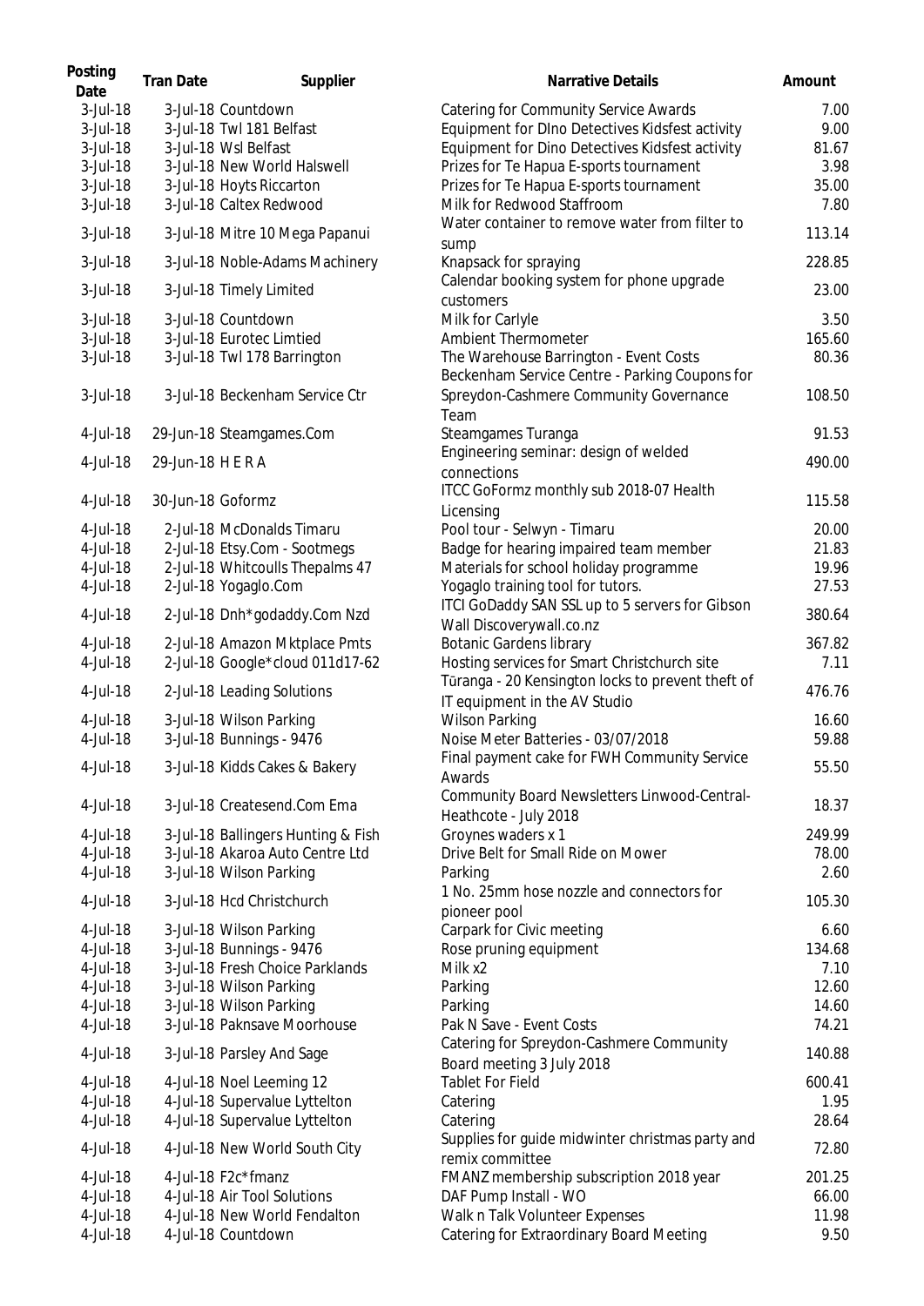| Posting Date | Tran Date | Supplier | Narrative Details | Amount |
|---|---|---|---|---|
| 3-Jul-18 | 3-Jul-18 | Countdown | Catering for Community Service Awards | 7.00 |
| 3-Jul-18 | 3-Jul-18 | Twl 181 Belfast | Equipment for DIno Detectives Kidsfest activity | 9.00 |
| 3-Jul-18 | 3-Jul-18 | Wsl Belfast | Equipment for Dino Detectives Kidsfest activity | 81.67 |
| 3-Jul-18 | 3-Jul-18 | New World Halswell | Prizes for Te Hapua E-sports tournament | 3.98 |
| 3-Jul-18 | 3-Jul-18 | Hoyts Riccarton | Prizes for Te Hapua E-sports tournament | 35.00 |
| 3-Jul-18 | 3-Jul-18 | Caltex Redwood | Milk for Redwood Staffroom | 7.80 |
| 3-Jul-18 | 3-Jul-18 | Mitre 10 Mega Papanui | Water container to remove water from filter to sump | 113.14 |
| 3-Jul-18 | 3-Jul-18 | Noble-Adams Machinery | Knapsack for spraying | 228.85 |
| 3-Jul-18 | 3-Jul-18 | Timely Limited | Calendar booking system for phone upgrade customers | 23.00 |
| 3-Jul-18 | 3-Jul-18 | Countdown | Milk for Carlyle | 3.50 |
| 3-Jul-18 | 3-Jul-18 | Eurotec Limtied | Ambient Thermometer | 165.60 |
| 3-Jul-18 | 3-Jul-18 | Twl 178 Barrington | The Warehouse Barrington - Event Costs | 80.36 |
| 3-Jul-18 | 3-Jul-18 | Beckenham Service Ctr | Beckenham Service Centre - Parking Coupons for Spreydon-Cashmere Community Governance Team | 108.50 |
| 4-Jul-18 | 29-Jun-18 | Steamgames.Com | Steamgames Turanga | 91.53 |
| 4-Jul-18 | 29-Jun-18 | H E R A | Engineering seminar: design of welded connections | 490.00 |
| 4-Jul-18 | 30-Jun-18 | Goformz | ITCC GoFormz monthly sub 2018-07 Health Licensing | 115.58 |
| 4-Jul-18 | 2-Jul-18 | McDonalds Timaru | Pool tour - Selwyn - Timaru | 20.00 |
| 4-Jul-18 | 2-Jul-18 | Etsy.Com - Sootmegs | Badge for hearing impaired team member | 21.83 |
| 4-Jul-18 | 2-Jul-18 | Whitcoulls Thepalms 47 | Materials for school holiday programme | 19.96 |
| 4-Jul-18 | 2-Jul-18 | Yogaglo.Com | Yogaglo training tool for tutors. | 27.53 |
| 4-Jul-18 | 2-Jul-18 | Dnh*godaddy.Com Nzd | ITCI GoDaddy SAN SSL up to 5 servers for Gibson Wall Discoverywall.co.nz | 380.64 |
| 4-Jul-18 | 2-Jul-18 | Amazon Mktplace Pmts | Botanic Gardens library | 367.82 |
| 4-Jul-18 | 2-Jul-18 | Google*cloud 011d17-62 | Hosting services for Smart Christchurch site | 7.11 |
| 4-Jul-18 | 2-Jul-18 | Leading Solutions | Tūranga - 20 Kensington locks to prevent theft of IT equipment in the AV Studio | 476.76 |
| 4-Jul-18 | 3-Jul-18 | Wilson Parking | Wilson Parking | 16.60 |
| 4-Jul-18 | 3-Jul-18 | Bunnings - 9476 | Noise Meter Batteries - 03/07/2018 | 59.88 |
| 4-Jul-18 | 3-Jul-18 | Kidds Cakes & Bakery | Final payment cake for FWH Community Service Awards | 55.50 |
| 4-Jul-18 | 3-Jul-18 | Createsend.Com Ema | Community Board Newsletters Linwood-Central-Heathcote - July 2018 | 18.37 |
| 4-Jul-18 | 3-Jul-18 | Ballingers Hunting & Fish | Groynes waders x 1 | 249.99 |
| 4-Jul-18 | 3-Jul-18 | Akaroa Auto Centre Ltd | Drive Belt for Small Ride on Mower | 78.00 |
| 4-Jul-18 | 3-Jul-18 | Wilson Parking | Parking | 2.60 |
| 4-Jul-18 | 3-Jul-18 | Hcd Christchurch | 1 No. 25mm hose nozzle and connectors for pioneer pool | 105.30 |
| 4-Jul-18 | 3-Jul-18 | Wilson Parking | Carpark for Civic meeting | 6.60 |
| 4-Jul-18 | 3-Jul-18 | Bunnings - 9476 | Rose pruning equipment | 134.68 |
| 4-Jul-18 | 3-Jul-18 | Fresh Choice Parklands | Milk x2 | 7.10 |
| 4-Jul-18 | 3-Jul-18 | Wilson Parking | Parking | 12.60 |
| 4-Jul-18 | 3-Jul-18 | Wilson Parking | Parking | 14.60 |
| 4-Jul-18 | 3-Jul-18 | Paknsave Moorhouse | Pak N Save - Event Costs | 74.21 |
| 4-Jul-18 | 3-Jul-18 | Parsley And Sage | Catering for Spreydon-Cashmere Community Board meeting 3 July 2018 | 140.88 |
| 4-Jul-18 | 4-Jul-18 | Noel Leeming 12 | Tablet For Field | 600.41 |
| 4-Jul-18 | 4-Jul-18 | Supervalue Lyttelton | Catering | 1.95 |
| 4-Jul-18 | 4-Jul-18 | Supervalue Lyttelton | Catering | 28.64 |
| 4-Jul-18 | 4-Jul-18 | New World South City | Supplies for guide midwinter christmas party and remix committee | 72.80 |
| 4-Jul-18 | 4-Jul-18 | F2c*fmanz | FMANZ membership subscription 2018 year | 201.25 |
| 4-Jul-18 | 4-Jul-18 | Air Tool Solutions | DAF Pump Install - WO | 66.00 |
| 4-Jul-18 | 4-Jul-18 | New World Fendalton | Walk n Talk Volunteer Expenses | 11.98 |
| 4-Jul-18 | 4-Jul-18 | Countdown | Catering for Extraordinary Board Meeting | 9.50 |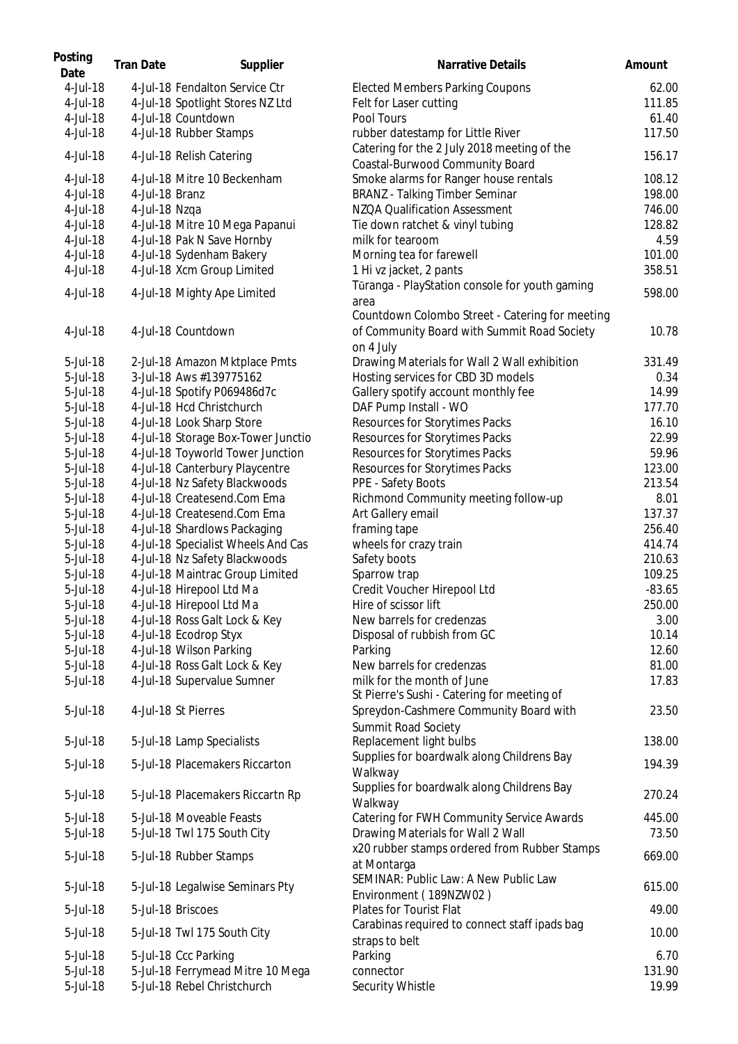| Posting Date | Tran Date | Supplier | Narrative Details | Amount |
|---|---|---|---|---|
| 4-Jul-18 | 4-Jul-18 | Fendalton Service Ctr | Elected Members Parking Coupons | 62.00 |
| 4-Jul-18 | 4-Jul-18 | Spotlight Stores NZ Ltd | Felt for Laser cutting | 111.85 |
| 4-Jul-18 | 4-Jul-18 | Countdown | Pool Tours | 61.40 |
| 4-Jul-18 | 4-Jul-18 | Rubber Stamps | rubber datestamp for Little River | 117.50 |
| 4-Jul-18 | 4-Jul-18 | Relish Catering | Catering for the 2 July 2018 meeting of the Coastal-Burwood Community Board | 156.17 |
| 4-Jul-18 | 4-Jul-18 | Mitre 10 Beckenham | Smoke alarms for Ranger house rentals | 108.12 |
| 4-Jul-18 | 4-Jul-18 | Branz | BRANZ - Talking Timber Seminar | 198.00 |
| 4-Jul-18 | 4-Jul-18 | Nzqa | NZQA Qualification Assessment | 746.00 |
| 4-Jul-18 | 4-Jul-18 | Mitre 10 Mega Papanui | Tie down ratchet & vinyl tubing | 128.82 |
| 4-Jul-18 | 4-Jul-18 | Pak N Save Hornby | milk for tearoom | 4.59 |
| 4-Jul-18 | 4-Jul-18 | Sydenham Bakery | Morning tea for farewell | 101.00 |
| 4-Jul-18 | 4-Jul-18 | Xcm Group Limited | 1 Hi vz jacket, 2 pants | 358.51 |
| 4-Jul-18 | 4-Jul-18 | Mighty Ape Limited | Tūranga - PlayStation console for youth gaming area | 598.00 |
| 4-Jul-18 | 4-Jul-18 | Countdown | Countdown Colombo Street - Catering for meeting of Community Board with Summit Road Society on 4 July | 10.78 |
| 5-Jul-18 | 2-Jul-18 | Amazon Mktplace Pmts | Drawing Materials for Wall 2 Wall exhibition | 331.49 |
| 5-Jul-18 | 3-Jul-18 | Aws #139775162 | Hosting services for CBD 3D models | 0.34 |
| 5-Jul-18 | 4-Jul-18 | Spotify P069486d7c | Gallery spotify account monthly fee | 14.99 |
| 5-Jul-18 | 4-Jul-18 | Hcd Christchurch | DAF Pump Install - WO | 177.70 |
| 5-Jul-18 | 4-Jul-18 | Look Sharp Store | Resources for Storytimes Packs | 16.10 |
| 5-Jul-18 | 4-Jul-18 | Storage Box-Tower Junctio | Resources for Storytimes Packs | 22.99 |
| 5-Jul-18 | 4-Jul-18 | Toyworld Tower Junction | Resources for Storytimes Packs | 59.96 |
| 5-Jul-18 | 4-Jul-18 | Canterbury Playcentre | Resources for Storytimes Packs | 123.00 |
| 5-Jul-18 | 4-Jul-18 | Nz Safety Blackwoods | PPE - Safety Boots | 213.54 |
| 5-Jul-18 | 4-Jul-18 | Createsend.Com Ema | Richmond Community meeting follow-up | 8.01 |
| 5-Jul-18 | 4-Jul-18 | Createsend.Com Ema | Art Gallery email | 137.37 |
| 5-Jul-18 | 4-Jul-18 | Shardlows Packaging | framing tape | 256.40 |
| 5-Jul-18 | 4-Jul-18 | Specialist Wheels And Cas | wheels for crazy train | 414.74 |
| 5-Jul-18 | 4-Jul-18 | Nz Safety Blackwoods | Safety boots | 210.63 |
| 5-Jul-18 | 4-Jul-18 | Maintrac Group Limited | Sparrow trap | 109.25 |
| 5-Jul-18 | 4-Jul-18 | Hirepool Ltd Ma | Credit Voucher Hirepool Ltd | -83.65 |
| 5-Jul-18 | 4-Jul-18 | Hirepool Ltd Ma | Hire of scissor lift | 250.00 |
| 5-Jul-18 | 4-Jul-18 | Ross Galt Lock & Key | New barrels for credenzas | 3.00 |
| 5-Jul-18 | 4-Jul-18 | Ecodrop Styx | Disposal of rubbish from GC | 10.14 |
| 5-Jul-18 | 4-Jul-18 | Wilson Parking | Parking | 12.60 |
| 5-Jul-18 | 4-Jul-18 | Ross Galt Lock & Key | New barrels for credenzas | 81.00 |
| 5-Jul-18 | 4-Jul-18 | Supervalue Sumner | milk for the month of June | 17.83 |
| 5-Jul-18 | 4-Jul-18 | St Pierres | St Pierre's Sushi - Catering for meeting of Spreydon-Cashmere Community Board with Summit Road Society | 23.50 |
| 5-Jul-18 | 5-Jul-18 | Lamp Specialists | Replacement light bulbs | 138.00 |
| 5-Jul-18 | 5-Jul-18 | Placemakers Riccarton | Supplies for boardwalk along Childrens Bay Walkway | 194.39 |
| 5-Jul-18 | 5-Jul-18 | Placemakers Riccartn Rp | Supplies for boardwalk along Childrens Bay Walkway | 270.24 |
| 5-Jul-18 | 5-Jul-18 | Moveable Feasts | Catering for FWH Community Service Awards | 445.00 |
| 5-Jul-18 | 5-Jul-18 | Twl 175 South City | Drawing Materials for Wall 2 Wall | 73.50 |
| 5-Jul-18 | 5-Jul-18 | Rubber Stamps | x20 rubber stamps ordered from Rubber Stamps at Montarga | 669.00 |
| 5-Jul-18 | 5-Jul-18 | Legalwise Seminars Pty | SEMINAR: Public Law: A New Public Law Environment ( 189NZW02 ) | 615.00 |
| 5-Jul-18 | 5-Jul-18 | Briscoes | Plates for Tourist Flat | 49.00 |
| 5-Jul-18 | 5-Jul-18 | Twl 175 South City | Carabinas required to connect staff ipads bag straps to belt | 10.00 |
| 5-Jul-18 | 5-Jul-18 | Ccc Parking | Parking | 6.70 |
| 5-Jul-18 | 5-Jul-18 | Ferrymead Mitre 10 Mega | connector | 131.90 |
| 5-Jul-18 | 5-Jul-18 | Rebel Christchurch | Security Whistle | 19.99 |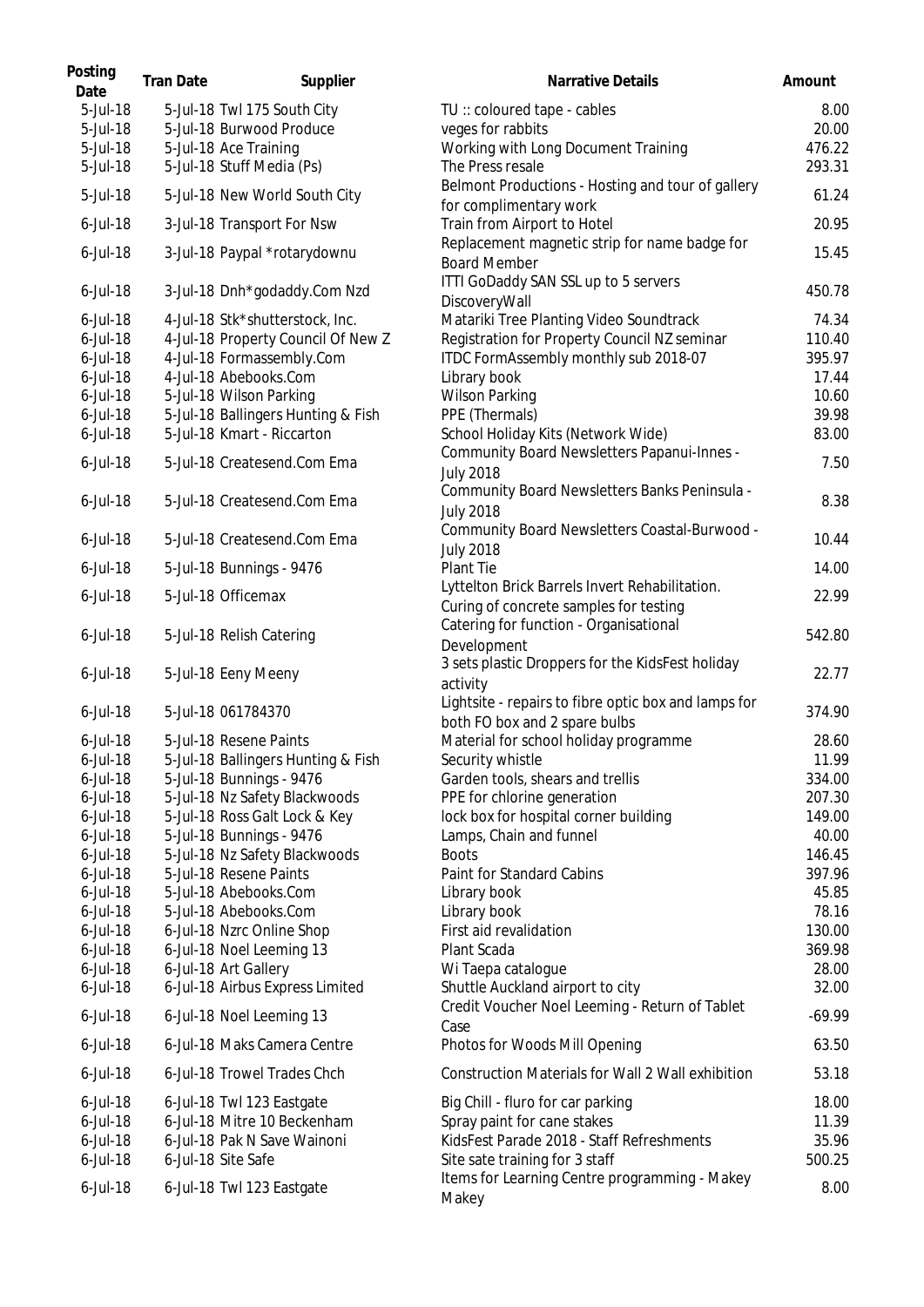| Posting Date | Tran Date | Supplier | Narrative Details | Amount |
| --- | --- | --- | --- | --- |
| 5-Jul-18 | 5-Jul-18 | Twl 175 South City | TU :: coloured tape - cables | 8.00 |
| 5-Jul-18 | 5-Jul-18 | Burwood Produce | veges for rabbits | 20.00 |
| 5-Jul-18 | 5-Jul-18 | Ace Training | Working with Long Document Training | 476.22 |
| 5-Jul-18 | 5-Jul-18 | Stuff Media (Ps) | The Press resale | 293.31 |
| 5-Jul-18 | 5-Jul-18 | New World South City | Belmont Productions - Hosting and tour of gallery for complimentary work | 61.24 |
| 6-Jul-18 | 3-Jul-18 | Transport For Nsw | Train from Airport to Hotel | 20.95 |
| 6-Jul-18 | 3-Jul-18 | Paypal *rotarydownu | Replacement magnetic strip for name badge for Board Member | 15.45 |
| 6-Jul-18 | 3-Jul-18 | Dnh*godaddy.Com Nzd | ITTI GoDaddy SAN SSL up to 5 servers DiscoveryWall | 450.78 |
| 6-Jul-18 | 4-Jul-18 | Stk*shutterstock, Inc. | Matariki Tree Planting Video Soundtrack | 74.34 |
| 6-Jul-18 | 4-Jul-18 | Property Council Of New Z | Registration for Property Council NZ seminar | 110.40 |
| 6-Jul-18 | 4-Jul-18 | Formassembly.Com | ITDC FormAssembly monthly sub 2018-07 | 395.97 |
| 6-Jul-18 | 4-Jul-18 | Abebooks.Com | Library book | 17.44 |
| 6-Jul-18 | 5-Jul-18 | Wilson Parking | Wilson Parking | 10.60 |
| 6-Jul-18 | 5-Jul-18 | Ballingers Hunting & Fish | PPE (Thermals) | 39.98 |
| 6-Jul-18 | 5-Jul-18 | Kmart - Riccarton | School Holiday Kits (Network Wide) | 83.00 |
| 6-Jul-18 | 5-Jul-18 | Createsend.Com Ema | Community Board Newsletters Papanui-Innes - July 2018 | 7.50 |
| 6-Jul-18 | 5-Jul-18 | Createsend.Com Ema | Community Board Newsletters Banks Peninsula - July 2018 | 8.38 |
| 6-Jul-18 | 5-Jul-18 | Createsend.Com Ema | Community Board Newsletters Coastal-Burwood - July 2018 | 10.44 |
| 6-Jul-18 | 5-Jul-18 | Bunnings - 9476 | Plant Tie | 14.00 |
| 6-Jul-18 | 5-Jul-18 | Officemax | Lyttelton Brick Barrels Invert Rehabilitation. Curing of concrete samples for testing | 22.99 |
| 6-Jul-18 | 5-Jul-18 | Relish Catering | Catering for function - Organisational Development | 542.80 |
| 6-Jul-18 | 5-Jul-18 | Eeny Meeny | 3 sets plastic Droppers for the KidsFest holiday activity | 22.77 |
| 6-Jul-18 | 5-Jul-18 | 061784370 | Lightsite - repairs to fibre optic box and lamps for both FO box and 2 spare bulbs | 374.90 |
| 6-Jul-18 | 5-Jul-18 | Resene Paints | Material for school holiday programme | 28.60 |
| 6-Jul-18 | 5-Jul-18 | Ballingers Hunting & Fish | Security whistle | 11.99 |
| 6-Jul-18 | 5-Jul-18 | Bunnings - 9476 | Garden tools, shears and trellis | 334.00 |
| 6-Jul-18 | 5-Jul-18 | Nz Safety Blackwoods | PPE for chlorine generation | 207.30 |
| 6-Jul-18 | 5-Jul-18 | Ross Galt Lock & Key | lock box for hospital corner building | 149.00 |
| 6-Jul-18 | 5-Jul-18 | Bunnings - 9476 | Lamps, Chain and funnel | 40.00 |
| 6-Jul-18 | 5-Jul-18 | Nz Safety Blackwoods | Boots | 146.45 |
| 6-Jul-18 | 5-Jul-18 | Resene Paints | Paint for Standard Cabins | 397.96 |
| 6-Jul-18 | 5-Jul-18 | Abebooks.Com | Library book | 45.85 |
| 6-Jul-18 | 5-Jul-18 | Abebooks.Com | Library book | 78.16 |
| 6-Jul-18 | 6-Jul-18 | Nzrc Online Shop | First aid revalidation | 130.00 |
| 6-Jul-18 | 6-Jul-18 | Noel Leeming 13 | Plant Scada | 369.98 |
| 6-Jul-18 | 6-Jul-18 | Art Gallery | Wi Taepa catalogue | 28.00 |
| 6-Jul-18 | 6-Jul-18 | Airbus Express Limited | Shuttle Auckland airport to city | 32.00 |
| 6-Jul-18 | 6-Jul-18 | Noel Leeming 13 | Credit Voucher Noel Leeming - Return of Tablet Case | -69.99 |
| 6-Jul-18 | 6-Jul-18 | Maks Camera Centre | Photos for Woods Mill Opening | 63.50 |
| 6-Jul-18 | 6-Jul-18 | Trowel Trades Chch | Construction Materials for Wall 2 Wall exhibition | 53.18 |
| 6-Jul-18 | 6-Jul-18 | Twl 123 Eastgate | Big Chill - fluro for car parking | 18.00 |
| 6-Jul-18 | 6-Jul-18 | Mitre 10 Beckenham | Spray paint for cane stakes | 11.39 |
| 6-Jul-18 | 6-Jul-18 | Pak N Save Wainoni | KidsFest Parade 2018 - Staff Refreshments | 35.96 |
| 6-Jul-18 | 6-Jul-18 | Site Safe | Site sate training for 3 staff | 500.25 |
| 6-Jul-18 | 6-Jul-18 | Twl 123 Eastgate | Items for Learning Centre programming - Makey Makey | 8.00 |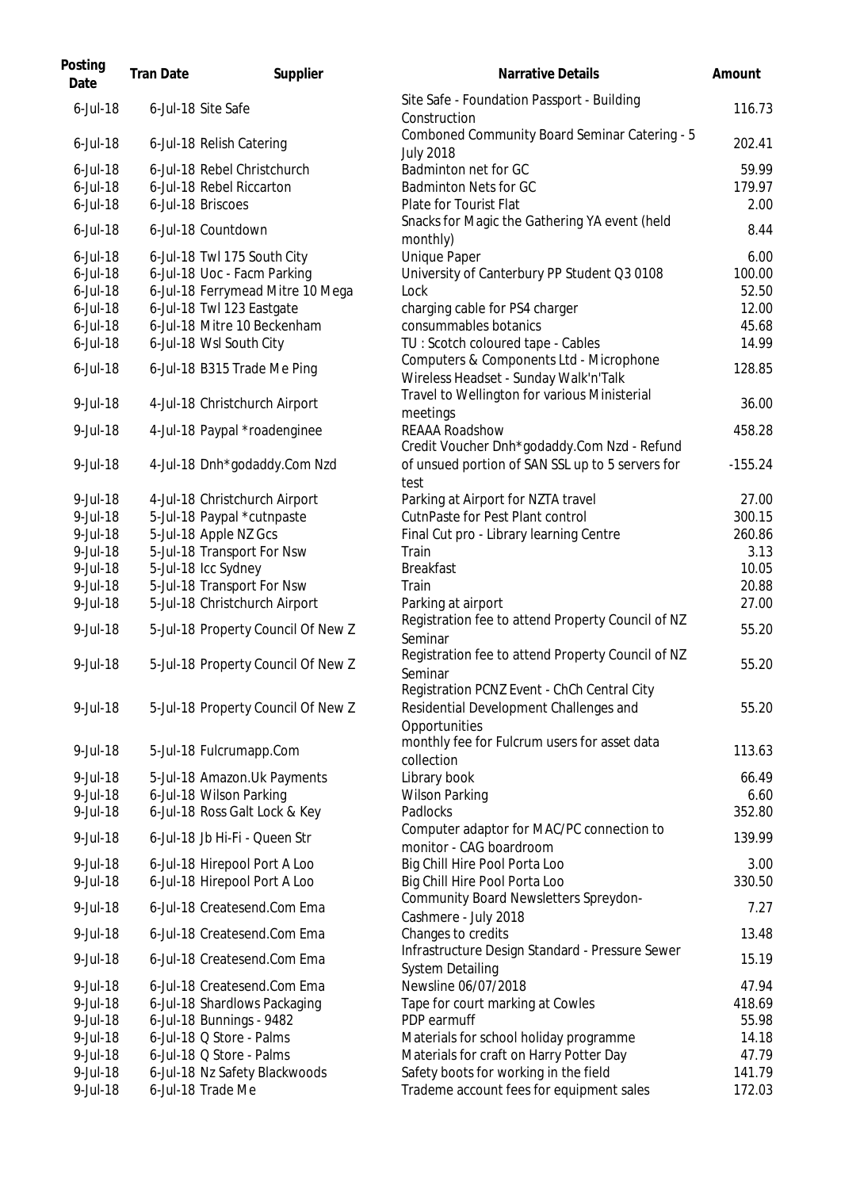| Posting Date | Tran Date | Supplier | Narrative Details | Amount |
|---|---|---|---|---|
| 6-Jul-18 | 6-Jul-18 | Site Safe | Site Safe - Foundation Passport - Building Construction | 116.73 |
| 6-Jul-18 | 6-Jul-18 | Relish Catering | Comboned Community Board Seminar Catering - 5 July 2018 | 202.41 |
| 6-Jul-18 | 6-Jul-18 | Rebel Christchurch | Badminton net for GC | 59.99 |
| 6-Jul-18 | 6-Jul-18 | Rebel Riccarton | Badminton Nets for GC | 179.97 |
| 6-Jul-18 | 6-Jul-18 | Briscoes | Plate for Tourist Flat | 2.00 |
| 6-Jul-18 | 6-Jul-18 | Countdown | Snacks for Magic the Gathering YA event (held monthly) | 8.44 |
| 6-Jul-18 | 6-Jul-18 | Twl 175 South City | Unique Paper | 6.00 |
| 6-Jul-18 | 6-Jul-18 | Uoc - Facm Parking | University of Canterbury PP Student Q3 0108 | 100.00 |
| 6-Jul-18 | 6-Jul-18 | Ferrymead Mitre 10 Mega | Lock | 52.50 |
| 6-Jul-18 | 6-Jul-18 | Twl 123 Eastgate | charging cable for PS4 charger | 12.00 |
| 6-Jul-18 | 6-Jul-18 | Mitre 10 Beckenham | consummables botanics | 45.68 |
| 6-Jul-18 | 6-Jul-18 | Wsl South City | TU : Scotch coloured tape - Cables | 14.99 |
| 6-Jul-18 | 6-Jul-18 | B315 Trade Me Ping | Computers & Components Ltd - Microphone Wireless Headset - Sunday Walk'n'Talk | 128.85 |
| 9-Jul-18 | 4-Jul-18 | Christchurch Airport | Travel to Wellington for various Ministerial meetings | 36.00 |
| 9-Jul-18 | 4-Jul-18 | Paypal *roadenginee | REAAA Roadshow | 458.28 |
| 9-Jul-18 | 4-Jul-18 | Dnh*godaddy.Com Nzd | Credit Voucher Dnh*godaddy.Com Nzd - Refund of unsued portion of SAN SSL up to 5 servers for test | -155.24 |
| 9-Jul-18 | 4-Jul-18 | Christchurch Airport | Parking at Airport for NZTA travel | 27.00 |
| 9-Jul-18 | 5-Jul-18 | Paypal *cutnpaste | CutnPaste for Pest Plant control | 300.15 |
| 9-Jul-18 | 5-Jul-18 | Apple NZ Gcs | Final Cut pro - Library learning Centre | 260.86 |
| 9-Jul-18 | 5-Jul-18 | Transport For Nsw | Train | 3.13 |
| 9-Jul-18 | 5-Jul-18 | Icc Sydney | Breakfast | 10.05 |
| 9-Jul-18 | 5-Jul-18 | Transport For Nsw | Train | 20.88 |
| 9-Jul-18 | 5-Jul-18 | Christchurch Airport | Parking at airport | 27.00 |
| 9-Jul-18 | 5-Jul-18 | Property Council Of New Z | Registration fee to attend Property Council of NZ Seminar | 55.20 |
| 9-Jul-18 | 5-Jul-18 | Property Council Of New Z | Registration fee to attend Property Council of NZ Seminar | 55.20 |
| 9-Jul-18 | 5-Jul-18 | Property Council Of New Z | Registration PCNZ Event - ChCh Central City Residential Development Challenges and Opportunities | 55.20 |
| 9-Jul-18 | 5-Jul-18 | Fulcrumapp.Com | monthly fee for Fulcrum users for asset data collection | 113.63 |
| 9-Jul-18 | 5-Jul-18 | Amazon.Uk Payments | Library book | 66.49 |
| 9-Jul-18 | 6-Jul-18 | Wilson Parking | Wilson Parking | 6.60 |
| 9-Jul-18 | 6-Jul-18 | Ross Galt Lock & Key | Padlocks | 352.80 |
| 9-Jul-18 | 6-Jul-18 | Jb Hi-Fi - Queen Str | Computer adaptor for MAC/PC connection to monitor - CAG boardroom | 139.99 |
| 9-Jul-18 | 6-Jul-18 | Hirepool Port A Loo | Big Chill Hire Pool Porta Loo | 3.00 |
| 9-Jul-18 | 6-Jul-18 | Hirepool Port A Loo | Big Chill Hire Pool Porta Loo | 330.50 |
| 9-Jul-18 | 6-Jul-18 | Createsend.Com Ema | Community Board Newsletters Spreydon-Cashmere - July 2018 | 7.27 |
| 9-Jul-18 | 6-Jul-18 | Createsend.Com Ema | Changes to credits | 13.48 |
| 9-Jul-18 | 6-Jul-18 | Createsend.Com Ema | Infrastructure Design Standard - Pressure Sewer System Detailing | 15.19 |
| 9-Jul-18 | 6-Jul-18 | Createsend.Com Ema | Newsline 06/07/2018 | 47.94 |
| 9-Jul-18 | 6-Jul-18 | Shardlows Packaging | Tape for court marking at Cowles | 418.69 |
| 9-Jul-18 | 6-Jul-18 | Bunnings - 9482 | PDP earmuff | 55.98 |
| 9-Jul-18 | 6-Jul-18 | Q Store - Palms | Materials for school holiday programme | 14.18 |
| 9-Jul-18 | 6-Jul-18 | Q Store - Palms | Materials for craft on Harry Potter Day | 47.79 |
| 9-Jul-18 | 6-Jul-18 | Nz Safety Blackwoods | Safety boots for working in the field | 141.79 |
| 9-Jul-18 | 6-Jul-18 | Trade Me | Trademe account fees for equipment sales | 172.03 |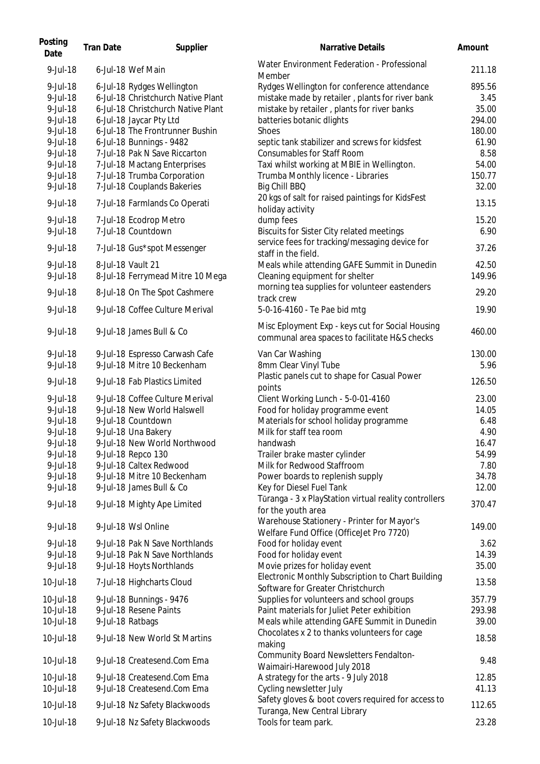| Posting Date | Tran Date | Supplier | Narrative Details | Amount |
|---|---|---|---|---|
| 9-Jul-18 | 6-Jul-18 | Wef Main | Water Environment Federation - Professional Member | 211.18 |
| 9-Jul-18 | 6-Jul-18 | Rydges Wellington | Rydges Wellington for conference attendance | 895.56 |
| 9-Jul-18 | 6-Jul-18 | Christchurch Native Plant | mistake made by retailer , plants for river bank | 3.45 |
| 9-Jul-18 | 6-Jul-18 | Christchurch Native Plant | mistake by retailer , plants for river banks | 35.00 |
| 9-Jul-18 | 6-Jul-18 | Jaycar Pty Ltd | batteries botanic dlights | 294.00 |
| 9-Jul-18 | 6-Jul-18 | The Frontrunner Bushin | Shoes | 180.00 |
| 9-Jul-18 | 6-Jul-18 | Bunnings - 9482 | septic tank stabilizer and screws for kidsfest | 61.90 |
| 9-Jul-18 | 7-Jul-18 | Pak N Save Riccarton | Consumables for Staff Room | 8.58 |
| 9-Jul-18 | 7-Jul-18 | Mactang Enterprises | Taxi whilst working at MBIE in Wellington. | 54.00 |
| 9-Jul-18 | 7-Jul-18 | Trumba Corporation | Trumba Monthly licence - Libraries | 150.77 |
| 9-Jul-18 | 7-Jul-18 | Couplands Bakeries | Big Chill BBQ | 32.00 |
| 9-Jul-18 | 7-Jul-18 | Farmlands Co Operati | 20 kgs of salt for raised paintings for KidsFest holiday activity | 13.15 |
| 9-Jul-18 | 7-Jul-18 | Ecodrop Metro | dump fees | 15.20 |
| 9-Jul-18 | 7-Jul-18 | Countdown | Biscuits for Sister City related meetings | 6.90 |
| 9-Jul-18 | 7-Jul-18 | Gus*spot Messenger | service fees for tracking/messaging device for staff in the field. | 37.26 |
| 9-Jul-18 | 8-Jul-18 | Vault 21 | Meals while attending GAFE Summit in Dunedin | 42.50 |
| 9-Jul-18 | 8-Jul-18 | Ferrymead Mitre 10 Mega | Cleaning equipment for shelter | 149.96 |
| 9-Jul-18 | 8-Jul-18 | On The Spot Cashmere | morning tea supplies for volunteer eastenders track crew | 29.20 |
| 9-Jul-18 | 9-Jul-18 | Coffee Culture Merival | 5-0-16-4160 - Te Pae bid mtg | 19.90 |
| 9-Jul-18 | 9-Jul-18 | James Bull & Co | Misc Eployment Exp - keys cut for Social Housing communal area spaces to facilitate H&S checks | 460.00 |
| 9-Jul-18 | 9-Jul-18 | Espresso Carwash Cafe | Van Car Washing | 130.00 |
| 9-Jul-18 | 9-Jul-18 | Mitre 10 Beckenham | 8mm Clear Vinyl Tube | 5.96 |
| 9-Jul-18 | 9-Jul-18 | Fab Plastics Limited | Plastic panels cut to shape for Casual Power points | 126.50 |
| 9-Jul-18 | 9-Jul-18 | Coffee Culture Merival | Client Working Lunch - 5-0-01-4160 | 23.00 |
| 9-Jul-18 | 9-Jul-18 | New World Halswell | Food for holiday programme event | 14.05 |
| 9-Jul-18 | 9-Jul-18 | Countdown | Materials for school holiday programme | 6.48 |
| 9-Jul-18 | 9-Jul-18 | Una Bakery | Milk for staff tea room | 4.90 |
| 9-Jul-18 | 9-Jul-18 | New World Northwood | handwash | 16.47 |
| 9-Jul-18 | 9-Jul-18 | Repco 130 | Trailer brake master cylinder | 54.99 |
| 9-Jul-18 | 9-Jul-18 | Caltex Redwood | Milk for Redwood Staffroom | 7.80 |
| 9-Jul-18 | 9-Jul-18 | Mitre 10 Beckenham | Power boards to replenish supply | 34.78 |
| 9-Jul-18 | 9-Jul-18 | James Bull & Co | Key for Diesel Fuel Tank | 12.00 |
| 9-Jul-18 | 9-Jul-18 | Mighty Ape Limited | Tūranga - 3 x PlayStation virtual reality controllers for the youth area | 370.47 |
| 9-Jul-18 | 9-Jul-18 | Wsl Online | Warehouse Stationery - Printer for Mayor's Welfare Fund Office (OfficeJet Pro 7720) | 149.00 |
| 9-Jul-18 | 9-Jul-18 | Pak N Save Northlands | Food for holiday event | 3.62 |
| 9-Jul-18 | 9-Jul-18 | Pak N Save Northlands | Food for holiday event | 14.39 |
| 9-Jul-18 | 9-Jul-18 | Hoyts Northlands | Movie prizes for holiday event | 35.00 |
| 10-Jul-18 | 7-Jul-18 | Highcharts Cloud | Electronic Monthly Subscription to Chart Building Software for Greater Christchurch | 13.58 |
| 10-Jul-18 | 9-Jul-18 | Bunnings - 9476 | Supplies for volunteers and school groups | 357.79 |
| 10-Jul-18 | 9-Jul-18 | Resene Paints | Paint materials for Juliet Peter exhibition | 293.98 |
| 10-Jul-18 | 9-Jul-18 | Ratbags | Meals while attending GAFE Summit in Dunedin | 39.00 |
| 10-Jul-18 | 9-Jul-18 | New World St Martins | Chocolates x 2 to thanks volunteers for cage making | 18.58 |
| 10-Jul-18 | 9-Jul-18 | Createsend.Com Ema | Community Board Newsletters Fendalton-Waimairi-Harewood July 2018 | 9.48 |
| 10-Jul-18 | 9-Jul-18 | Createsend.Com Ema | A strategy for the arts - 9 July 2018 | 12.85 |
| 10-Jul-18 | 9-Jul-18 | Createsend.Com Ema | Cycling newsletter July | 41.13 |
| 10-Jul-18 | 9-Jul-18 | Nz Safety Blackwoods | Safety gloves & boot covers required for access to Turanga, New Central Library | 112.65 |
| 10-Jul-18 | 9-Jul-18 | Nz Safety Blackwoods | Tools for team park. | 23.28 |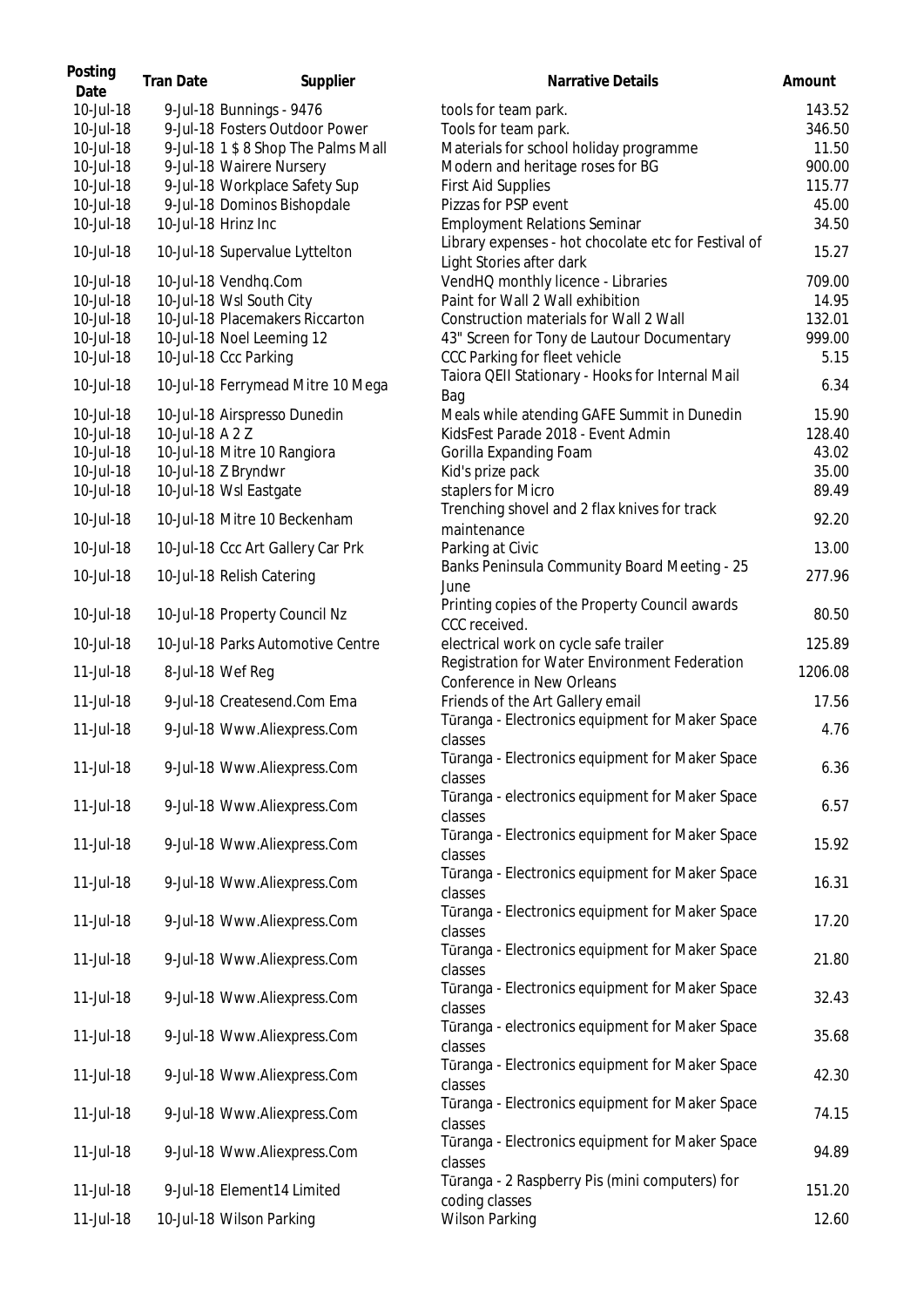| Posting Date | Tran Date | Supplier | Narrative Details | Amount |
|---|---|---|---|---|
| 10-Jul-18 | 9-Jul-18 | Bunnings - 9476 | tools for team park. | 143.52 |
| 10-Jul-18 | 9-Jul-18 | Fosters Outdoor Power | Tools for team park. | 346.50 |
| 10-Jul-18 | 9-Jul-18 | 1 $ 8 Shop The Palms Mall | Materials for school holiday programme | 11.50 |
| 10-Jul-18 | 9-Jul-18 | Wairere Nursery | Modern and heritage roses for BG | 900.00 |
| 10-Jul-18 | 9-Jul-18 | Workplace Safety Sup | First Aid Supplies | 115.77 |
| 10-Jul-18 | 9-Jul-18 | Dominos Bishopdale | Pizzas for PSP event | 45.00 |
| 10-Jul-18 | 10-Jul-18 | Hrinz Inc | Employment Relations Seminar | 34.50 |
| 10-Jul-18 | 10-Jul-18 | Supervalue Lyttelton | Library expenses - hot chocolate etc for Festival of Light Stories after dark | 15.27 |
| 10-Jul-18 | 10-Jul-18 | Vendhq.Com | VendHQ monthly licence - Libraries | 709.00 |
| 10-Jul-18 | 10-Jul-18 | Wsl South City | Paint for Wall 2 Wall exhibition | 14.95 |
| 10-Jul-18 | 10-Jul-18 | Placemakers Riccarton | Construction materials for Wall 2 Wall | 132.01 |
| 10-Jul-18 | 10-Jul-18 | Noel Leeming 12 | 43" Screen for Tony de Lautour Documentary | 999.00 |
| 10-Jul-18 | 10-Jul-18 | Ccc Parking | CCC Parking for fleet vehicle | 5.15 |
| 10-Jul-18 | 10-Jul-18 | Ferrymead Mitre 10 Mega | Taiora QEII Stationary - Hooks for Internal Mail Bag | 6.34 |
| 10-Jul-18 | 10-Jul-18 | Airspresso Dunedin | Meals while atending GAFE Summit in Dunedin | 15.90 |
| 10-Jul-18 | 10-Jul-18 | A 2 Z | KidsFest Parade 2018 - Event Admin | 128.40 |
| 10-Jul-18 | 10-Jul-18 | Mitre 10 Rangiora | Gorilla Expanding Foam | 43.02 |
| 10-Jul-18 | 10-Jul-18 | Z Bryndwr | Kid's prize pack | 35.00 |
| 10-Jul-18 | 10-Jul-18 | Wsl Eastgate | staplers for Micro | 89.49 |
| 10-Jul-18 | 10-Jul-18 | Mitre 10 Beckenham | Trenching shovel and 2 flax knives for track maintenance | 92.20 |
| 10-Jul-18 | 10-Jul-18 | Ccc Art Gallery Car Prk | Parking at Civic | 13.00 |
| 10-Jul-18 | 10-Jul-18 | Relish Catering | Banks Peninsula Community Board Meeting - 25 June | 277.96 |
| 10-Jul-18 | 10-Jul-18 | Property Council Nz | Printing copies of the Property Council awards CCC received. | 80.50 |
| 10-Jul-18 | 10-Jul-18 | Parks Automotive Centre | electrical work on cycle safe trailer | 125.89 |
| 11-Jul-18 | 8-Jul-18 | Wef Reg | Registration for Water Environment Federation Conference in New Orleans | 1206.08 |
| 11-Jul-18 | 9-Jul-18 | Createsend.Com Ema | Friends of the Art Gallery email | 17.56 |
| 11-Jul-18 | 9-Jul-18 | Www.Aliexpress.Com | Tūranga - Electronics equipment for Maker Space classes | 4.76 |
| 11-Jul-18 | 9-Jul-18 | Www.Aliexpress.Com | Tūranga - Electronics equipment for Maker Space classes | 6.36 |
| 11-Jul-18 | 9-Jul-18 | Www.Aliexpress.Com | Tūranga - electronics equipment for Maker Space classes | 6.57 |
| 11-Jul-18 | 9-Jul-18 | Www.Aliexpress.Com | Tūranga - Electronics equipment for Maker Space classes | 15.92 |
| 11-Jul-18 | 9-Jul-18 | Www.Aliexpress.Com | Tūranga - Electronics equipment for Maker Space classes | 16.31 |
| 11-Jul-18 | 9-Jul-18 | Www.Aliexpress.Com | Tūranga - Electronics equipment for Maker Space classes | 17.20 |
| 11-Jul-18 | 9-Jul-18 | Www.Aliexpress.Com | Tūranga - Electronics equipment for Maker Space classes | 21.80 |
| 11-Jul-18 | 9-Jul-18 | Www.Aliexpress.Com | Tūranga - Electronics equipment for Maker Space classes | 32.43 |
| 11-Jul-18 | 9-Jul-18 | Www.Aliexpress.Com | Tūranga - electronics equipment for Maker Space classes | 35.68 |
| 11-Jul-18 | 9-Jul-18 | Www.Aliexpress.Com | Tūranga - Electronics equipment for Maker Space classes | 42.30 |
| 11-Jul-18 | 9-Jul-18 | Www.Aliexpress.Com | Tūranga - Electronics equipment for Maker Space classes | 74.15 |
| 11-Jul-18 | 9-Jul-18 | Www.Aliexpress.Com | Tūranga - Electronics equipment for Maker Space classes | 94.89 |
| 11-Jul-18 | 9-Jul-18 | Element14 Limited | Tūranga - 2 Raspberry Pis (mini computers) for coding classes | 151.20 |
| 11-Jul-18 | 10-Jul-18 | Wilson Parking | Wilson Parking | 12.60 |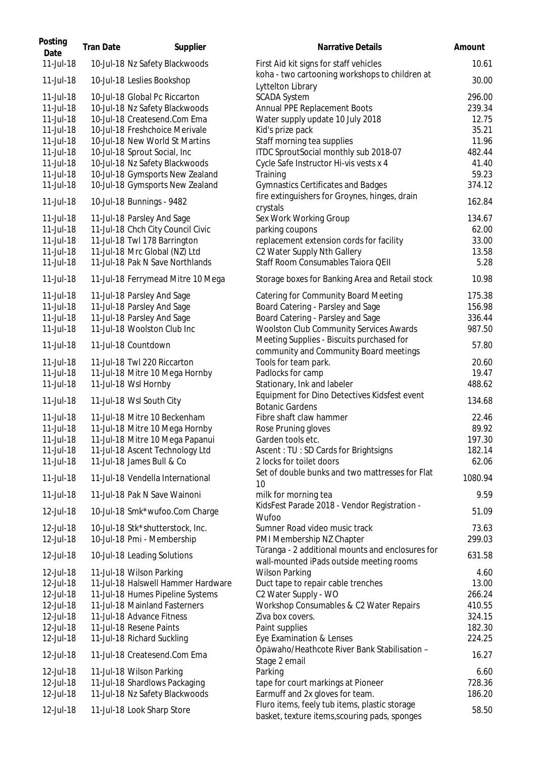| Posting Date | Tran Date | Supplier | Narrative Details | Amount |
|---|---|---|---|---|
| 11-Jul-18 | 10-Jul-18 | Nz Safety Blackwoods | First Aid kit signs for staff vehicles | 10.61 |
| 11-Jul-18 | 10-Jul-18 | Leslies Bookshop | koha - two cartooning workshops to children at Lyttelton Library | 30.00 |
| 11-Jul-18 | 10-Jul-18 | Global Pc Riccarton | SCADA System | 296.00 |
| 11-Jul-18 | 10-Jul-18 | Nz Safety Blackwoods | Annual PPE Replacement Boots | 239.34 |
| 11-Jul-18 | 10-Jul-18 | Createsend.Com Ema | Water supply update 10 July 2018 | 12.75 |
| 11-Jul-18 | 10-Jul-18 | Freshchoice Merivale | Kid's prize pack | 35.21 |
| 11-Jul-18 | 10-Jul-18 | New World St Martins | Staff morning tea supplies | 11.96 |
| 11-Jul-18 | 10-Jul-18 | Sprout Social, Inc | ITDC SproutSocial monthly sub 2018-07 | 482.44 |
| 11-Jul-18 | 10-Jul-18 | Nz Safety Blackwoods | Cycle Safe Instructor Hi-vis vests x 4 | 41.40 |
| 11-Jul-18 | 10-Jul-18 | Gymsports New Zealand | Training | 59.23 |
| 11-Jul-18 | 10-Jul-18 | Gymsports New Zealand | Gymnastics Certificates and Badges | 374.12 |
| 11-Jul-18 | 10-Jul-18 | Bunnings - 9482 | fire extinguishers for Groynes, hinges, drain crystals | 162.84 |
| 11-Jul-18 | 11-Jul-18 | Parsley And Sage | Sex Work Working Group | 134.67 |
| 11-Jul-18 | 11-Jul-18 | Chch City Council Civic | parking coupons | 62.00 |
| 11-Jul-18 | 11-Jul-18 | Twl 178 Barrington | replacement extension cords for facility | 33.00 |
| 11-Jul-18 | 11-Jul-18 | Mrc Global (NZ) Ltd | C2 Water Supply Nth Gallery | 13.58 |
| 11-Jul-18 | 11-Jul-18 | Pak N Save Northlands | Staff Room Consumables Taiora QEII | 5.28 |
| 11-Jul-18 | 11-Jul-18 | Ferrymead Mitre 10 Mega | Storage boxes for Banking Area and Retail stock | 10.98 |
| 11-Jul-18 | 11-Jul-18 | Parsley And Sage | Catering for Community Board Meeting | 175.38 |
| 11-Jul-18 | 11-Jul-18 | Parsley And Sage | Board Catering - Parsley and Sage | 156.98 |
| 11-Jul-18 | 11-Jul-18 | Parsley And Sage | Board Catering - Parsley and Sage | 336.44 |
| 11-Jul-18 | 11-Jul-18 | Woolston Club Inc | Woolston Club Community Services Awards | 987.50 |
| 11-Jul-18 | 11-Jul-18 | Countdown | Meeting Supplies - Biscuits purchased for community and Community Board meetings | 57.80 |
| 11-Jul-18 | 11-Jul-18 | Twl 220 Riccarton | Tools for team park. | 20.60 |
| 11-Jul-18 | 11-Jul-18 | Mitre 10 Mega Hornby | Padlocks for camp | 19.47 |
| 11-Jul-18 | 11-Jul-18 | Wsl Hornby | Stationary, Ink and labeler | 488.62 |
| 11-Jul-18 | 11-Jul-18 | Wsl South City | Equipment for Dino Detectives Kidsfest event Botanic Gardens | 134.68 |
| 11-Jul-18 | 11-Jul-18 | Mitre 10 Beckenham | Fibre shaft claw hammer | 22.46 |
| 11-Jul-18 | 11-Jul-18 | Mitre 10 Mega Hornby | Rose Pruning gloves | 89.92 |
| 11-Jul-18 | 11-Jul-18 | Mitre 10 Mega Papanui | Garden tools etc. | 197.30 |
| 11-Jul-18 | 11-Jul-18 | Ascent Technology Ltd | Ascent : TU : SD Cards for Brightsigns | 182.14 |
| 11-Jul-18 | 11-Jul-18 | James Bull & Co | 2 locks for toilet doors | 62.06 |
| 11-Jul-18 | 11-Jul-18 | Vendella International | Set of double bunks and two mattresses for Flat 10 | 1080.94 |
| 11-Jul-18 | 11-Jul-18 | Pak N Save Wainoni | milk for morning tea | 9.59 |
| 12-Jul-18 | 10-Jul-18 | Smk*wufoo.Com Charge | KidsFest Parade 2018 - Vendor Registration - Wufoo | 51.09 |
| 12-Jul-18 | 10-Jul-18 | Stk*shutterstock, Inc. | Sumner Road video music track | 73.63 |
| 12-Jul-18 | 10-Jul-18 | Pmi - Membership | PMI Membership NZ Chapter | 299.03 |
| 12-Jul-18 | 10-Jul-18 | Leading Solutions | Tūranga - 2 additional mounts and enclosures for wall-mounted iPads outside meeting rooms | 631.58 |
| 12-Jul-18 | 11-Jul-18 | Wilson Parking | Wilson Parking | 4.60 |
| 12-Jul-18 | 11-Jul-18 | Halswell Hammer Hardware | Duct tape to repair cable trenches | 13.00 |
| 12-Jul-18 | 11-Jul-18 | Humes Pipeline Systems | C2 Water Supply - WO | 266.24 |
| 12-Jul-18 | 11-Jul-18 | Mainland Fasterners | Workshop Consumables & C2 Water Repairs | 410.55 |
| 12-Jul-18 | 11-Jul-18 | Advance Fitness | Ziva box covers. | 324.15 |
| 12-Jul-18 | 11-Jul-18 | Resene Paints | Paint supplies | 182.30 |
| 12-Jul-18 | 11-Jul-18 | Richard Suckling | Eye Examination & Lenses | 224.25 |
| 12-Jul-18 | 11-Jul-18 | Createsend.Com Ema | Ōpāwaho/Heathcote River Bank Stabilisation – Stage 2 email | 16.27 |
| 12-Jul-18 | 11-Jul-18 | Wilson Parking | Parking | 6.60 |
| 12-Jul-18 | 11-Jul-18 | Shardlows Packaging | tape for court markings at Pioneer | 728.36 |
| 12-Jul-18 | 11-Jul-18 | Nz Safety Blackwoods | Earmuff and 2x gloves for team. | 186.20 |
| 12-Jul-18 | 11-Jul-18 | Look Sharp Store | Fluro items, feely tub items, plastic storage basket, texture items,scouring pads, sponges | 58.50 |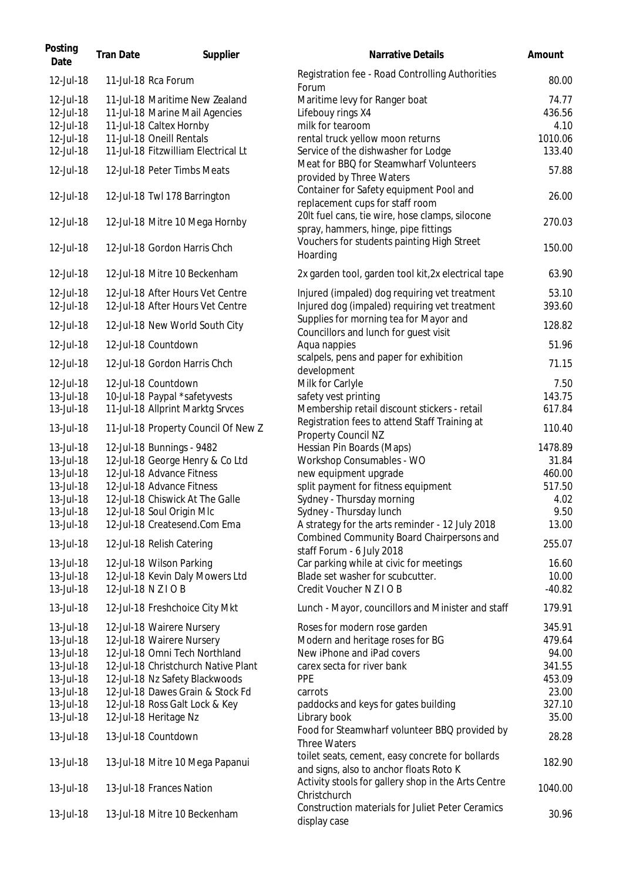| Posting Date | Tran Date | Supplier | Narrative Details | Amount |
|---|---|---|---|---|
| 12-Jul-18 | 11-Jul-18 | Rca Forum | Registration fee - Road Controlling Authorities Forum | 80.00 |
| 12-Jul-18 | 11-Jul-18 | Maritime New Zealand | Maritime levy for Ranger boat | 74.77 |
| 12-Jul-18 | 11-Jul-18 | Marine Mail Agencies | Lifebouy rings X4 | 436.56 |
| 12-Jul-18 | 11-Jul-18 | Caltex Hornby | milk for tearoom | 4.10 |
| 12-Jul-18 | 11-Jul-18 | Oneill Rentals | rental truck yellow moon returns | 1010.06 |
| 12-Jul-18 | 11-Jul-18 | Fitzwilliam Electrical Lt | Service of the dishwasher for Lodge | 133.40 |
| 12-Jul-18 | 12-Jul-18 | Peter Timbs Meats | Meat for BBQ for Steamwharf Volunteers provided by Three Waters | 57.88 |
| 12-Jul-18 | 12-Jul-18 | Twl 178 Barrington | Container for Safety equipment Pool and replacement cups for staff room | 26.00 |
| 12-Jul-18 | 12-Jul-18 | Mitre 10 Mega Hornby | 20lt fuel cans, tie wire, hose clamps, silocone spray, hammers, hinge, pipe fittings | 270.03 |
| 12-Jul-18 | 12-Jul-18 | Gordon Harris Chch | Vouchers for students painting High Street Hoarding | 150.00 |
| 12-Jul-18 | 12-Jul-18 | Mitre 10 Beckenham | 2x garden tool, garden tool kit,2x electrical tape | 63.90 |
| 12-Jul-18 | 12-Jul-18 | After Hours Vet Centre | Injured (impaled) dog requiring vet treatment | 53.10 |
| 12-Jul-18 | 12-Jul-18 | After Hours Vet Centre | Injured dog (impaled) requiring vet treatment | 393.60 |
| 12-Jul-18 | 12-Jul-18 | New World South City | Supplies for morning tea for Mayor and Councillors and lunch for guest visit | 128.82 |
| 12-Jul-18 | 12-Jul-18 | Countdown | Aqua nappies | 51.96 |
| 12-Jul-18 | 12-Jul-18 | Gordon Harris Chch | scalpels, pens and paper for exhibition development | 71.15 |
| 12-Jul-18 | 12-Jul-18 | Countdown | Milk for Carlyle | 7.50 |
| 13-Jul-18 | 10-Jul-18 | Paypal *safetyvests | safety vest printing | 143.75 |
| 13-Jul-18 | 11-Jul-18 | Allprint Marktg Srvces | Membership retail discount stickers - retail | 617.84 |
| 13-Jul-18 | 11-Jul-18 | Property Council Of New Z | Registration fees to attend Staff Training at Property Council NZ | 110.40 |
| 13-Jul-18 | 12-Jul-18 | Bunnings - 9482 | Hessian Pin Boards (Maps) | 1478.89 |
| 13-Jul-18 | 12-Jul-18 | George Henry & Co Ltd | Workshop Consumables - WO | 31.84 |
| 13-Jul-18 | 12-Jul-18 | Advance Fitness | new equipment upgrade | 460.00 |
| 13-Jul-18 | 12-Jul-18 | Advance Fitness | split payment for fitness equipment | 517.50 |
| 13-Jul-18 | 12-Jul-18 | Chiswick At The Galle | Sydney - Thursday morning | 4.02 |
| 13-Jul-18 | 12-Jul-18 | Soul Origin Mlc | Sydney - Thursday lunch | 9.50 |
| 13-Jul-18 | 12-Jul-18 | Createsend.Com Ema | A strategy for the arts reminder - 12 July 2018 | 13.00 |
| 13-Jul-18 | 12-Jul-18 | Relish Catering | Combined Community Board Chairpersons and staff Forum - 6 July 2018 | 255.07 |
| 13-Jul-18 | 12-Jul-18 | Wilson Parking | Car parking while at civic for meetings | 16.60 |
| 13-Jul-18 | 12-Jul-18 | Kevin Daly Mowers Ltd | Blade set washer for scubcutter. | 10.00 |
| 13-Jul-18 | 12-Jul-18 | N Z I O B | Credit Voucher N Z I O B | -40.82 |
| 13-Jul-18 | 12-Jul-18 | Freshchoice City Mkt | Lunch - Mayor, councillors and Minister and staff | 179.91 |
| 13-Jul-18 | 12-Jul-18 | Wairere Nursery | Roses for modern rose garden | 345.91 |
| 13-Jul-18 | 12-Jul-18 | Wairere Nursery | Modern and heritage roses for BG | 479.64 |
| 13-Jul-18 | 12-Jul-18 | Omni Tech Northland | New iPhone and iPad covers | 94.00 |
| 13-Jul-18 | 12-Jul-18 | Christchurch Native Plant | carex secta for river bank | 341.55 |
| 13-Jul-18 | 12-Jul-18 | Nz Safety Blackwoods | PPE | 453.09 |
| 13-Jul-18 | 12-Jul-18 | Dawes Grain & Stock Fd | carrots | 23.00 |
| 13-Jul-18 | 12-Jul-18 | Ross Galt Lock & Key | paddocks and keys for gates building | 327.10 |
| 13-Jul-18 | 12-Jul-18 | Heritage Nz | Library book | 35.00 |
| 13-Jul-18 | 13-Jul-18 | Countdown | Food for Steamwharf volunteer BBQ provided by Three Waters | 28.28 |
| 13-Jul-18 | 13-Jul-18 | Mitre 10 Mega Papanui | toilet seats, cement, easy concrete for bollards and signs, also to anchor floats Roto K | 182.90 |
| 13-Jul-18 | 13-Jul-18 | Frances Nation | Activity stools for gallery shop in the Arts Centre Christchurch | 1040.00 |
| 13-Jul-18 | 13-Jul-18 | Mitre 10 Beckenham | Construction materials for Juliet Peter Ceramics display case | 30.96 |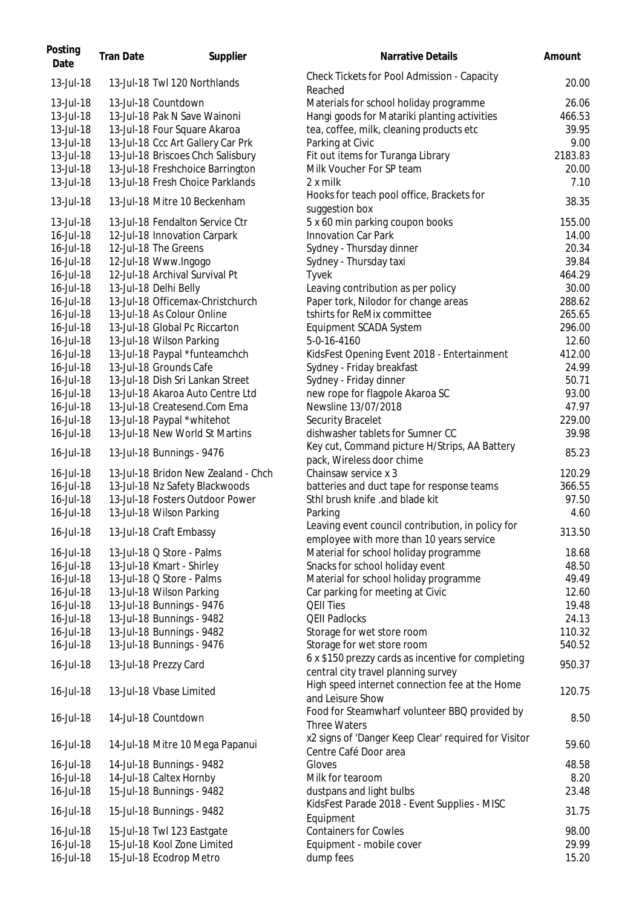| Posting Date | Tran Date | Supplier | Narrative Details | Amount |
|---|---|---|---|---|
| 13-Jul-18 | 13-Jul-18 | Twl 120 Northlands | Check Tickets for Pool Admission - Capacity Reached | 20.00 |
| 13-Jul-18 | 13-Jul-18 | Countdown | Materials for school holiday programme | 26.06 |
| 13-Jul-18 | 13-Jul-18 | Pak N Save Wainoni | Hangi goods for Matariki planting activities | 466.53 |
| 13-Jul-18 | 13-Jul-18 | Four Square Akaroa | tea, coffee, milk, cleaning products etc | 39.95 |
| 13-Jul-18 | 13-Jul-18 | Ccc Art Gallery Car Prk | Parking at Civic | 9.00 |
| 13-Jul-18 | 13-Jul-18 | Briscoes Chch Salisbury | Fit out items for Turanga Library | 2183.83 |
| 13-Jul-18 | 13-Jul-18 | Freshchoice Barrington | Milk Voucher For SP team | 20.00 |
| 13-Jul-18 | 13-Jul-18 | Fresh Choice Parklands | 2 x milk | 7.10 |
| 13-Jul-18 | 13-Jul-18 | Mitre 10 Beckenham | Hooks for teach pool office, Brackets for suggestion box | 38.35 |
| 13-Jul-18 | 13-Jul-18 | Fendalton Service Ctr | 5 x 60 min parking coupon books | 155.00 |
| 16-Jul-18 | 12-Jul-18 | Innovation Carpark | Innovation Car Park | 14.00 |
| 16-Jul-18 | 12-Jul-18 | The Greens | Sydney - Thursday dinner | 20.34 |
| 16-Jul-18 | 12-Jul-18 | Www.Ingogo | Sydney - Thursday taxi | 39.84 |
| 16-Jul-18 | 12-Jul-18 | Archival Survival Pt | Tyvek | 464.29 |
| 16-Jul-18 | 13-Jul-18 | Delhi Belly | Leaving contribution as per policy | 30.00 |
| 16-Jul-18 | 13-Jul-18 | Officemax-Christchurch | Paper tork, Nilodor for change areas | 288.62 |
| 16-Jul-18 | 13-Jul-18 | As Colour Online | tshirts for ReMix committee | 265.65 |
| 16-Jul-18 | 13-Jul-18 | Global Pc Riccarton | Equipment SCADA System | 296.00 |
| 16-Jul-18 | 13-Jul-18 | Wilson Parking | 5-0-16-4160 | 12.60 |
| 16-Jul-18 | 13-Jul-18 | Paypal *funteamchch | KidsFest Opening Event 2018 - Entertainment | 412.00 |
| 16-Jul-18 | 13-Jul-18 | Grounds Cafe | Sydney - Friday breakfast | 24.99 |
| 16-Jul-18 | 13-Jul-18 | Dish Sri Lankan Street | Sydney - Friday dinner | 50.71 |
| 16-Jul-18 | 13-Jul-18 | Akaroa Auto Centre Ltd | new rope for flagpole Akaroa SC | 93.00 |
| 16-Jul-18 | 13-Jul-18 | Createsend.Com Ema | Newsline 13/07/2018 | 47.97 |
| 16-Jul-18 | 13-Jul-18 | Paypal *whitehot | Security Bracelet | 229.00 |
| 16-Jul-18 | 13-Jul-18 | New World St Martins | dishwasher tablets for Sumner CC | 39.98 |
| 16-Jul-18 | 13-Jul-18 | Bunnings - 9476 | Key cut, Command picture H/Strips, AA Battery pack, Wireless door chime | 85.23 |
| 16-Jul-18 | 13-Jul-18 | Bridon New Zealand - Chch | Chainsaw service x 3 | 120.29 |
| 16-Jul-18 | 13-Jul-18 | Nz Safety Blackwoods | batteries and duct tape for response teams | 366.55 |
| 16-Jul-18 | 13-Jul-18 | Fosters Outdoor Power | Sthl brush knife .and blade kit | 97.50 |
| 16-Jul-18 | 13-Jul-18 | Wilson Parking | Parking | 4.60 |
| 16-Jul-18 | 13-Jul-18 | Craft Embassy | Leaving event council contribution, in policy for employee with more than 10 years service | 313.50 |
| 16-Jul-18 | 13-Jul-18 | Q Store - Palms | Material for school holiday programme | 18.68 |
| 16-Jul-18 | 13-Jul-18 | Kmart - Shirley | Snacks for school holiday event | 48.50 |
| 16-Jul-18 | 13-Jul-18 | Q Store - Palms | Material for school holiday programme | 49.49 |
| 16-Jul-18 | 13-Jul-18 | Wilson Parking | Car parking for meeting at Civic | 12.60 |
| 16-Jul-18 | 13-Jul-18 | Bunnings - 9476 | QEII Ties | 19.48 |
| 16-Jul-18 | 13-Jul-18 | Bunnings - 9482 | QEII Padlocks | 24.13 |
| 16-Jul-18 | 13-Jul-18 | Bunnings - 9482 | Storage for wet store room | 110.32 |
| 16-Jul-18 | 13-Jul-18 | Bunnings - 9476 | Storage for wet store room | 540.52 |
| 16-Jul-18 | 13-Jul-18 | Prezzy Card | 6 x $150 prezzy cards as incentive for completing central city travel planning survey | 950.37 |
| 16-Jul-18 | 13-Jul-18 | Vbase Limited | High speed internet connection fee at the Home and Leisure Show | 120.75 |
| 16-Jul-18 | 14-Jul-18 | Countdown | Food for Steamwharf volunteer BBQ provided by Three Waters | 8.50 |
| 16-Jul-18 | 14-Jul-18 | Mitre 10 Mega Papanui | x2 signs of 'Danger Keep Clear' required for Visitor Centre Café Door area | 59.60 |
| 16-Jul-18 | 14-Jul-18 | Bunnings - 9482 | Gloves | 48.58 |
| 16-Jul-18 | 14-Jul-18 | Caltex Hornby | Milk for tearoom | 8.20 |
| 16-Jul-18 | 15-Jul-18 | Bunnings - 9482 | dustpans and light bulbs | 23.48 |
| 16-Jul-18 | 15-Jul-18 | Bunnings - 9482 | KidsFest Parade 2018 - Event Supplies - MISC Equipment | 31.75 |
| 16-Jul-18 | 15-Jul-18 | Twl 123 Eastgate | Containers for Cowles | 98.00 |
| 16-Jul-18 | 15-Jul-18 | Kool Zone Limited | Equipment - mobile cover | 29.99 |
| 16-Jul-18 | 15-Jul-18 | Ecodrop Metro | dump fees | 15.20 |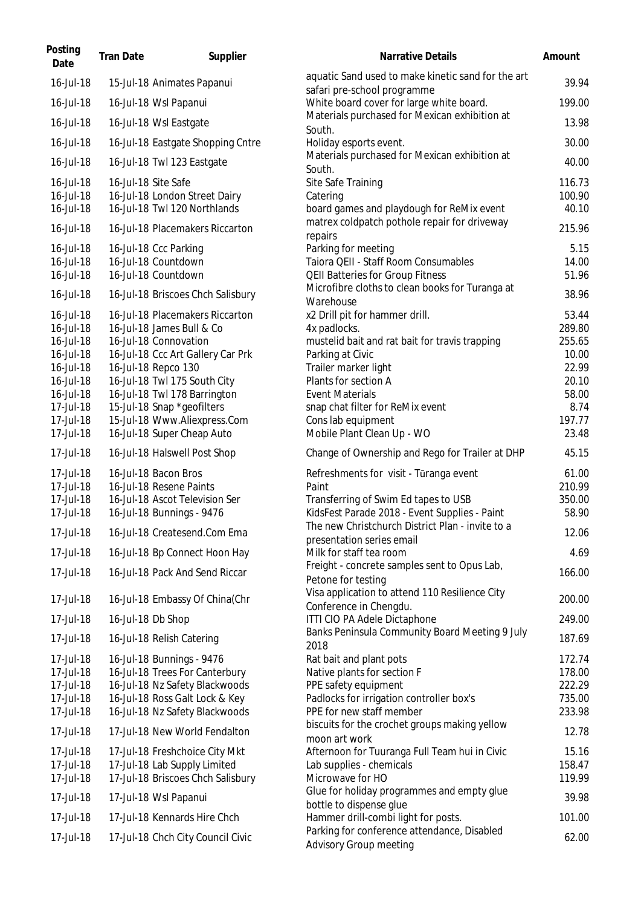| Posting Date | Tran Date | Supplier | Narrative Details | Amount |
|---|---|---|---|---|
| 16-Jul-18 | 15-Jul-18 | Animates Papanui | aquatic Sand used to make kinetic sand for the art safari pre-school programme | 39.94 |
| 16-Jul-18 | 16-Jul-18 | Wsl Papanui | White board cover for large white board. | 199.00 |
| 16-Jul-18 | 16-Jul-18 | Wsl Eastgate | Materials purchased for Mexican exhibition at South. | 13.98 |
| 16-Jul-18 | 16-Jul-18 | Eastgate Shopping Cntre | Holiday esports event. | 30.00 |
| 16-Jul-18 | 16-Jul-18 | Twl 123 Eastgate | Materials purchased for Mexican exhibition at South. | 40.00 |
| 16-Jul-18 | 16-Jul-18 | Site Safe | Site Safe Training | 116.73 |
| 16-Jul-18 | 16-Jul-18 | London Street Dairy | Catering | 100.90 |
| 16-Jul-18 | 16-Jul-18 | Twl 120 Northlands | board games and playdough for ReMix event | 40.10 |
| 16-Jul-18 | 16-Jul-18 | Placemakers Riccarton | matrex coldpatch pothole repair for driveway repairs | 215.96 |
| 16-Jul-18 | 16-Jul-18 | Ccc Parking | Parking for meeting | 5.15 |
| 16-Jul-18 | 16-Jul-18 | Countdown | Taiora QEII - Staff Room Consumables | 14.00 |
| 16-Jul-18 | 16-Jul-18 | Countdown | QEII Batteries for Group Fitness | 51.96 |
| 16-Jul-18 | 16-Jul-18 | Briscoes Chch Salisbury | Microfibre cloths to clean books for Turanga at Warehouse | 38.96 |
| 16-Jul-18 | 16-Jul-18 | Placemakers Riccarton | x2 Drill pit for hammer drill. | 53.44 |
| 16-Jul-18 | 16-Jul-18 | James Bull & Co | 4x padlocks. | 289.80 |
| 16-Jul-18 | 16-Jul-18 | Connovation | mustelid bait and rat bait for travis trapping | 255.65 |
| 16-Jul-18 | 16-Jul-18 | Ccc Art Gallery Car Prk | Parking at Civic | 10.00 |
| 16-Jul-18 | 16-Jul-18 | Repco 130 | Trailer marker light | 22.99 |
| 16-Jul-18 | 16-Jul-18 | Twl 175 South City | Plants for section A | 20.10 |
| 16-Jul-18 | 16-Jul-18 | Twl 178 Barrington | Event Materials | 58.00 |
| 17-Jul-18 | 15-Jul-18 | Snap *geofilters | snap chat filter for ReMix event | 8.74 |
| 17-Jul-18 | 15-Jul-18 | Www.Aliexpress.Com | Cons lab equipment | 197.77 |
| 17-Jul-18 | 16-Jul-18 | Super Cheap Auto | Mobile Plant Clean Up - WO | 23.48 |
| 17-Jul-18 | 16-Jul-18 | Halswell Post Shop | Change of Ownership and Rego for Trailer at DHP | 45.15 |
| 17-Jul-18 | 16-Jul-18 | Bacon Bros | Refreshments for visit - Tūranga event | 61.00 |
| 17-Jul-18 | 16-Jul-18 | Resene Paints | Paint | 210.99 |
| 17-Jul-18 | 16-Jul-18 | Ascot Television Ser | Transferring of Swim Ed tapes to USB | 350.00 |
| 17-Jul-18 | 16-Jul-18 | Bunnings - 9476 | KidsFest Parade 2018 - Event Supplies - Paint | 58.90 |
| 17-Jul-18 | 16-Jul-18 | Createsend.Com Ema | The new Christchurch District Plan - invite to a presentation series email | 12.06 |
| 17-Jul-18 | 16-Jul-18 | Bp Connect Hoon Hay | Milk for staff tea room | 4.69 |
| 17-Jul-18 | 16-Jul-18 | Pack And Send Riccar | Freight - concrete samples sent to Opus Lab, Petone for testing | 166.00 |
| 17-Jul-18 | 16-Jul-18 | Embassy Of China(Chr | Visa application to attend 110 Resilience City Conference in Chengdu. | 200.00 |
| 17-Jul-18 | 16-Jul-18 | Db Shop | ITTI CIO PA Adele Dictaphone | 249.00 |
| 17-Jul-18 | 16-Jul-18 | Relish Catering | Banks Peninsula Community Board Meeting 9 July 2018 | 187.69 |
| 17-Jul-18 | 16-Jul-18 | Bunnings - 9476 | Rat bait and plant pots | 172.74 |
| 17-Jul-18 | 16-Jul-18 | Trees For Canterbury | Native plants for section F | 178.00 |
| 17-Jul-18 | 16-Jul-18 | Nz Safety Blackwoods | PPE safety equipment | 222.29 |
| 17-Jul-18 | 16-Jul-18 | Ross Galt Lock & Key | Padlocks for irrigation controller box's | 735.00 |
| 17-Jul-18 | 16-Jul-18 | Nz Safety Blackwoods | PPE for new staff member | 233.98 |
| 17-Jul-18 | 17-Jul-18 | New World Fendalton | biscuits for the crochet groups making yellow moon art work | 12.78 |
| 17-Jul-18 | 17-Jul-18 | Freshchoice City Mkt | Afternoon for Tuuranga Full Team hui in Civic | 15.16 |
| 17-Jul-18 | 17-Jul-18 | Lab Supply Limited | Lab supplies - chemicals | 158.47 |
| 17-Jul-18 | 17-Jul-18 | Briscoes Chch Salisbury | Microwave for HO | 119.99 |
| 17-Jul-18 | 17-Jul-18 | Wsl Papanui | Glue for holiday programmes and empty glue bottle to dispense glue | 39.98 |
| 17-Jul-18 | 17-Jul-18 | Kennards Hire Chch | Hammer drill-combi light for posts. | 101.00 |
| 17-Jul-18 | 17-Jul-18 | Chch City Council Civic | Parking for conference attendance, Disabled Advisory Group meeting | 62.00 |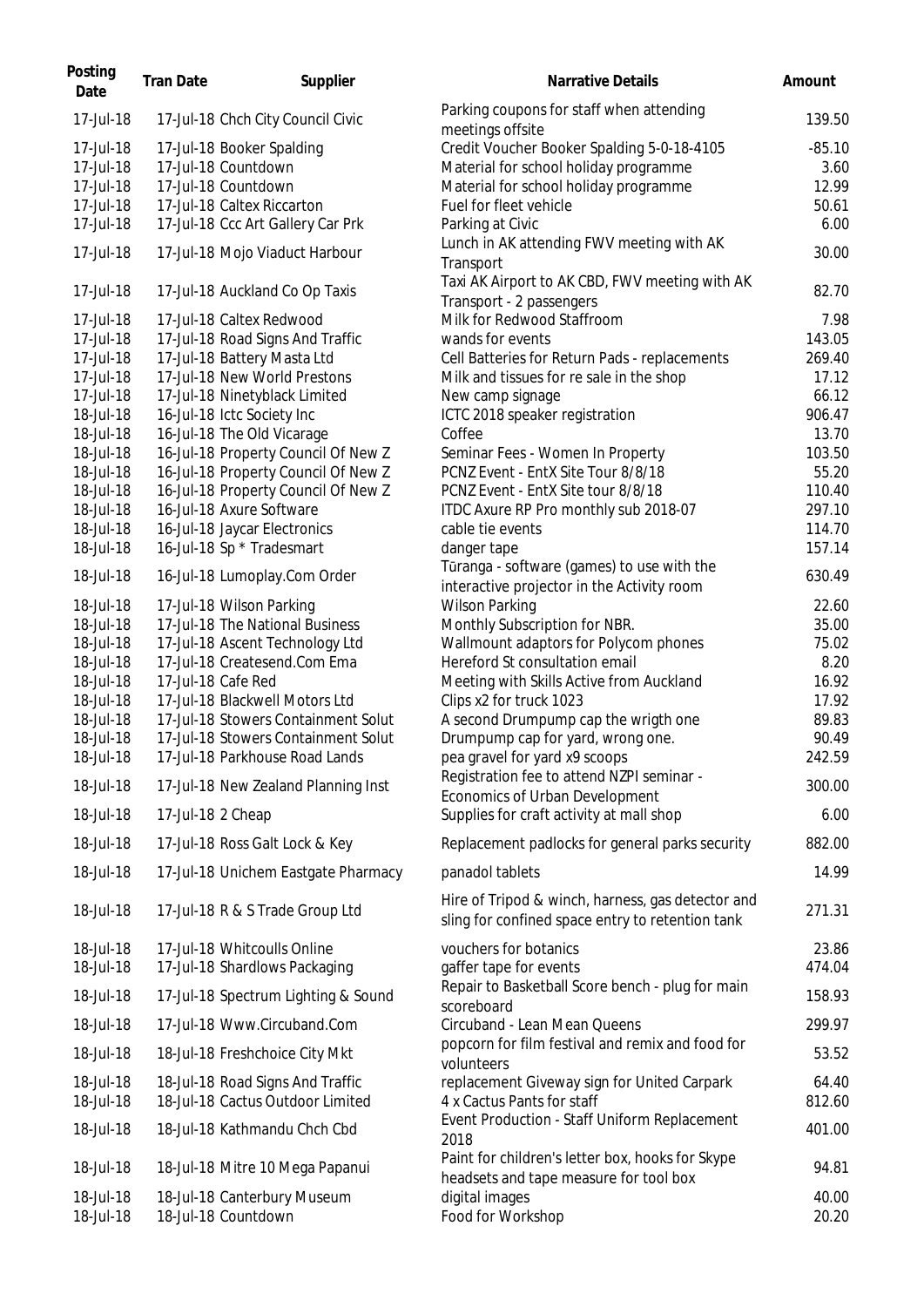| Posting Date | Tran Date | Supplier | Narrative Details | Amount |
| --- | --- | --- | --- | --- |
| 17-Jul-18 | 17-Jul-18 | Chch City Council Civic | Parking coupons for staff when attending meetings offsite | 139.50 |
| 17-Jul-18 | 17-Jul-18 | Booker Spalding | Credit Voucher Booker Spalding 5-0-18-4105 | -85.10 |
| 17-Jul-18 | 17-Jul-18 | Countdown | Material for school holiday programme | 3.60 |
| 17-Jul-18 | 17-Jul-18 | Countdown | Material for school holiday programme | 12.99 |
| 17-Jul-18 | 17-Jul-18 | Caltex Riccarton | Fuel for fleet vehicle | 50.61 |
| 17-Jul-18 | 17-Jul-18 | Ccc Art Gallery Car Prk | Parking at Civic | 6.00 |
| 17-Jul-18 | 17-Jul-18 | Mojo Viaduct Harbour | Lunch in AK attending FWV meeting with AK Transport | 30.00 |
| 17-Jul-18 | 17-Jul-18 | Auckland Co Op Taxis | Taxi AK Airport to AK CBD, FWV meeting with AK Transport - 2 passengers | 82.70 |
| 17-Jul-18 | 17-Jul-18 | Caltex Redwood | Milk for Redwood Staffroom | 7.98 |
| 17-Jul-18 | 17-Jul-18 | Road Signs And Traffic | wands for events | 143.05 |
| 17-Jul-18 | 17-Jul-18 | Battery Masta Ltd | Cell Batteries for Return Pads - replacements | 269.40 |
| 17-Jul-18 | 17-Jul-18 | New World Prestons | Milk and tissues for re sale in the shop | 17.12 |
| 17-Jul-18 | 17-Jul-18 | Ninetyblack Limited | New camp signage | 66.12 |
| 18-Jul-18 | 16-Jul-18 | Ictc Society Inc | ICTC 2018 speaker registration | 906.47 |
| 18-Jul-18 | 16-Jul-18 | The Old Vicarage | Coffee | 13.70 |
| 18-Jul-18 | 16-Jul-18 | Property Council Of New Z | Seminar Fees - Women In Property | 103.50 |
| 18-Jul-18 | 16-Jul-18 | Property Council Of New Z | PCNZ Event - EntX Site Tour 8/8/18 | 55.20 |
| 18-Jul-18 | 16-Jul-18 | Property Council Of New Z | PCNZ Event - EntX Site tour 8/8/18 | 110.40 |
| 18-Jul-18 | 16-Jul-18 | Axure Software | ITDC Axure RP Pro monthly sub 2018-07 | 297.10 |
| 18-Jul-18 | 16-Jul-18 | Jaycar Electronics | cable tie events | 114.70 |
| 18-Jul-18 | 16-Jul-18 | Sp * Tradesmart | danger tape | 157.14 |
| 18-Jul-18 | 16-Jul-18 | Lumoplay.Com Order | Tūranga - software (games) to use with the interactive projector in the Activity room | 630.49 |
| 18-Jul-18 | 17-Jul-18 | Wilson Parking | Wilson Parking | 22.60 |
| 18-Jul-18 | 17-Jul-18 | The National Business | Monthly Subscription for NBR. | 35.00 |
| 18-Jul-18 | 17-Jul-18 | Ascent Technology Ltd | Wallmount adaptors for Polycom phones | 75.02 |
| 18-Jul-18 | 17-Jul-18 | Createsend.Com Ema | Hereford St consultation email | 8.20 |
| 18-Jul-18 | 17-Jul-18 | Cafe Red | Meeting with Skills Active from Auckland | 16.92 |
| 18-Jul-18 | 17-Jul-18 | Blackwell Motors Ltd | Clips x2 for truck 1023 | 17.92 |
| 18-Jul-18 | 17-Jul-18 | Stowers Containment Solut | A second Drumpump cap the wrigth one | 89.83 |
| 18-Jul-18 | 17-Jul-18 | Stowers Containment Solut | Drumpump cap for yard, wrong one. | 90.49 |
| 18-Jul-18 | 17-Jul-18 | Parkhouse Road Lands | pea gravel for yard x9 scoops | 242.59 |
| 18-Jul-18 | 17-Jul-18 | New Zealand Planning Inst | Registration fee to attend NZPI seminar - Economics of Urban Development | 300.00 |
| 18-Jul-18 | 17-Jul-18 | 2 Cheap | Supplies for craft activity at mall shop | 6.00 |
| 18-Jul-18 | 17-Jul-18 | Ross Galt Lock & Key | Replacement padlocks for general parks security | 882.00 |
| 18-Jul-18 | 17-Jul-18 | Unichem Eastgate Pharmacy | panadol tablets | 14.99 |
| 18-Jul-18 | 17-Jul-18 | R & S Trade Group Ltd | Hire of Tripod & winch, harness, gas detector and sling for confined space entry to retention tank | 271.31 |
| 18-Jul-18 | 17-Jul-18 | Whitcoulls Online | vouchers for botanics | 23.86 |
| 18-Jul-18 | 17-Jul-18 | Shardlows Packaging | gaffer tape for events | 474.04 |
| 18-Jul-18 | 17-Jul-18 | Spectrum Lighting & Sound | Repair to Basketball Score bench - plug for main scoreboard | 158.93 |
| 18-Jul-18 | 17-Jul-18 | Www.Circuband.Com | Circuband - Lean Mean Queens | 299.97 |
| 18-Jul-18 | 18-Jul-18 | Freshchoice City Mkt | popcorn for film festival and remix and food for volunteers | 53.52 |
| 18-Jul-18 | 18-Jul-18 | Road Signs And Traffic | replacement Giveway sign for United Carpark | 64.40 |
| 18-Jul-18 | 18-Jul-18 | Cactus Outdoor Limited | 4 x Cactus Pants for staff | 812.60 |
| 18-Jul-18 | 18-Jul-18 | Kathmandu Chch Cbd | Event Production - Staff Uniform Replacement 2018 | 401.00 |
| 18-Jul-18 | 18-Jul-18 | Mitre 10 Mega Papanui | Paint for children's letter box, hooks for Skype headsets and tape measure for tool box | 94.81 |
| 18-Jul-18 | 18-Jul-18 | Canterbury Museum | digital images | 40.00 |
| 18-Jul-18 | 18-Jul-18 | Countdown | Food for Workshop | 20.20 |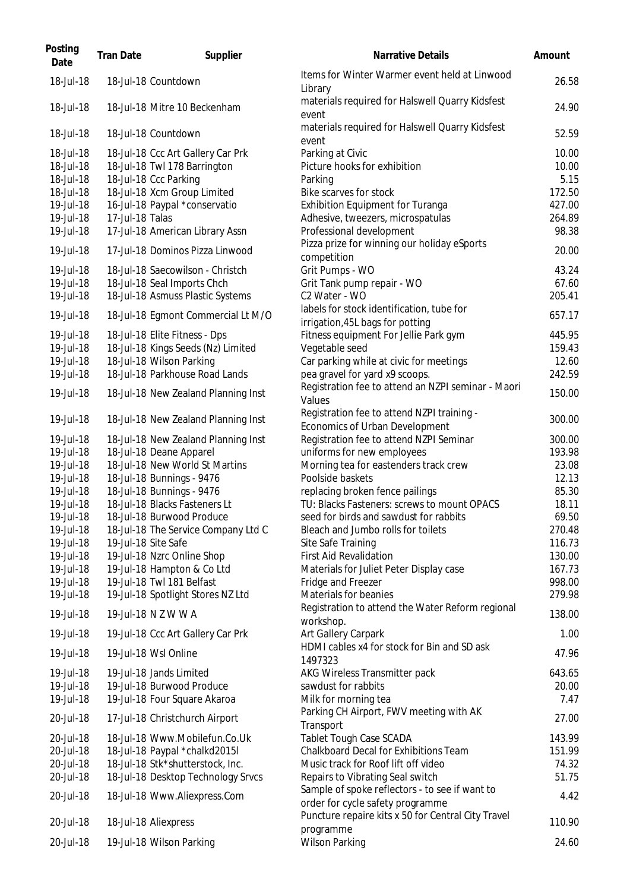| Posting Date | Tran Date | Supplier | Narrative Details | Amount |
|---|---|---|---|---|
| 18-Jul-18 | 18-Jul-18 | Countdown | Items for Winter Warmer event held at Linwood Library | 26.58 |
| 18-Jul-18 | 18-Jul-18 | Mitre 10 Beckenham | materials required for Halswell Quarry Kidsfest event | 24.90 |
| 18-Jul-18 | 18-Jul-18 | Countdown | materials required for Halswell Quarry Kidsfest event | 52.59 |
| 18-Jul-18 | 18-Jul-18 | Ccc Art Gallery Car Prk | Parking at Civic | 10.00 |
| 18-Jul-18 | 18-Jul-18 | Twl 178 Barrington | Picture hooks for exhibition | 10.00 |
| 18-Jul-18 | 18-Jul-18 | Ccc Parking | Parking | 5.15 |
| 18-Jul-18 | 18-Jul-18 | Xcm Group Limited | Bike scarves for stock | 172.50 |
| 19-Jul-18 | 16-Jul-18 | Paypal *conservatio | Exhibition Equipment for Turanga | 427.00 |
| 19-Jul-18 | 17-Jul-18 | Talas | Adhesive, tweezers, microspatulas | 264.89 |
| 19-Jul-18 | 17-Jul-18 | American Library Assn | Professional development | 98.38 |
| 19-Jul-18 | 17-Jul-18 | Dominos Pizza Linwood | Pizza prize for winning our holiday eSports competition | 20.00 |
| 19-Jul-18 | 18-Jul-18 | Saecowilson - Christch | Grit Pumps - WO | 43.24 |
| 19-Jul-18 | 18-Jul-18 | Seal Imports Chch | Grit Tank pump repair - WO | 67.60 |
| 19-Jul-18 | 18-Jul-18 | Asmuss Plastic Systems | C2 Water - WO | 205.41 |
| 19-Jul-18 | 18-Jul-18 | Egmont Commercial Lt M/O | labels for stock identification, tube for irrigation,45L bags for potting | 657.17 |
| 19-Jul-18 | 18-Jul-18 | Elite Fitness - Dps | Fitness equipment For Jellie Park gym | 445.95 |
| 19-Jul-18 | 18-Jul-18 | Kings Seeds (Nz) Limited | Vegetable seed | 159.43 |
| 19-Jul-18 | 18-Jul-18 | Wilson Parking | Car parking while at civic for meetings | 12.60 |
| 19-Jul-18 | 18-Jul-18 | Parkhouse Road Lands | pea gravel for yard x9 scoops. | 242.59 |
| 19-Jul-18 | 18-Jul-18 | New Zealand Planning Inst | Registration fee to attend an NZPI seminar - Maori Values | 150.00 |
| 19-Jul-18 | 18-Jul-18 | New Zealand Planning Inst | Registration fee to attend NZPI training - Economics of Urban Development | 300.00 |
| 19-Jul-18 | 18-Jul-18 | New Zealand Planning Inst | Registration fee to attend NZPI Seminar | 300.00 |
| 19-Jul-18 | 18-Jul-18 | Deane Apparel | uniforms for new employees | 193.98 |
| 19-Jul-18 | 18-Jul-18 | New World St Martins | Morning tea for eastenders track crew | 23.08 |
| 19-Jul-18 | 18-Jul-18 | Bunnings - 9476 | Poolside baskets | 12.13 |
| 19-Jul-18 | 18-Jul-18 | Bunnings - 9476 | replacing broken fence pailings | 85.30 |
| 19-Jul-18 | 18-Jul-18 | Blacks Fasteners Lt | TU: Blacks Fasteners: screws to mount OPACS | 18.11 |
| 19-Jul-18 | 18-Jul-18 | Burwood Produce | seed for birds and sawdust for rabbits | 69.50 |
| 19-Jul-18 | 18-Jul-18 | The Service Company Ltd C | Bleach and Jumbo rolls for toilets | 270.48 |
| 19-Jul-18 | 19-Jul-18 | Site Safe | Site Safe Training | 116.73 |
| 19-Jul-18 | 19-Jul-18 | Nzrc Online Shop | First Aid Revalidation | 130.00 |
| 19-Jul-18 | 19-Jul-18 | Hampton & Co Ltd | Materials for Juliet Peter Display case | 167.73 |
| 19-Jul-18 | 19-Jul-18 | Twl 181 Belfast | Fridge and Freezer | 998.00 |
| 19-Jul-18 | 19-Jul-18 | Spotlight Stores NZ Ltd | Materials for beanies | 279.98 |
| 19-Jul-18 | 19-Jul-18 | N Z W W A | Registration to attend the Water Reform regional workshop. | 138.00 |
| 19-Jul-18 | 19-Jul-18 | Ccc Art Gallery Car Prk | Art Gallery Carpark | 1.00 |
| 19-Jul-18 | 19-Jul-18 | Wsl Online | HDMI cables x4 for stock for Bin and SD ask 1497323 | 47.96 |
| 19-Jul-18 | 19-Jul-18 | Jands Limited | AKG Wireless Transmitter pack | 643.65 |
| 19-Jul-18 | 19-Jul-18 | Burwood Produce | sawdust for rabbits | 20.00 |
| 19-Jul-18 | 19-Jul-18 | Four Square Akaroa | Milk for morning tea | 7.47 |
| 20-Jul-18 | 17-Jul-18 | Christchurch Airport | Parking CH Airport, FWV meeting with AK Transport | 27.00 |
| 20-Jul-18 | 18-Jul-18 | Www.Mobilefun.Co.Uk | Tablet Tough Case SCADA | 143.99 |
| 20-Jul-18 | 18-Jul-18 | Paypal *chalkd2015l | Chalkboard Decal for Exhibitions Team | 151.99 |
| 20-Jul-18 | 18-Jul-18 | Stk*shutterstock, Inc. | Music track for Roof lift off video | 74.32 |
| 20-Jul-18 | 18-Jul-18 | Desktop Technology Srvcs | Repairs to Vibrating Seal switch | 51.75 |
| 20-Jul-18 | 18-Jul-18 | Www.Aliexpress.Com | Sample of spoke reflectors - to see if want to order for cycle safety programme | 4.42 |
| 20-Jul-18 | 18-Jul-18 | Aliexpress | Puncture repaire kits x 50 for Central City Travel programme | 110.90 |
| 20-Jul-18 | 19-Jul-18 | Wilson Parking | Wilson Parking | 24.60 |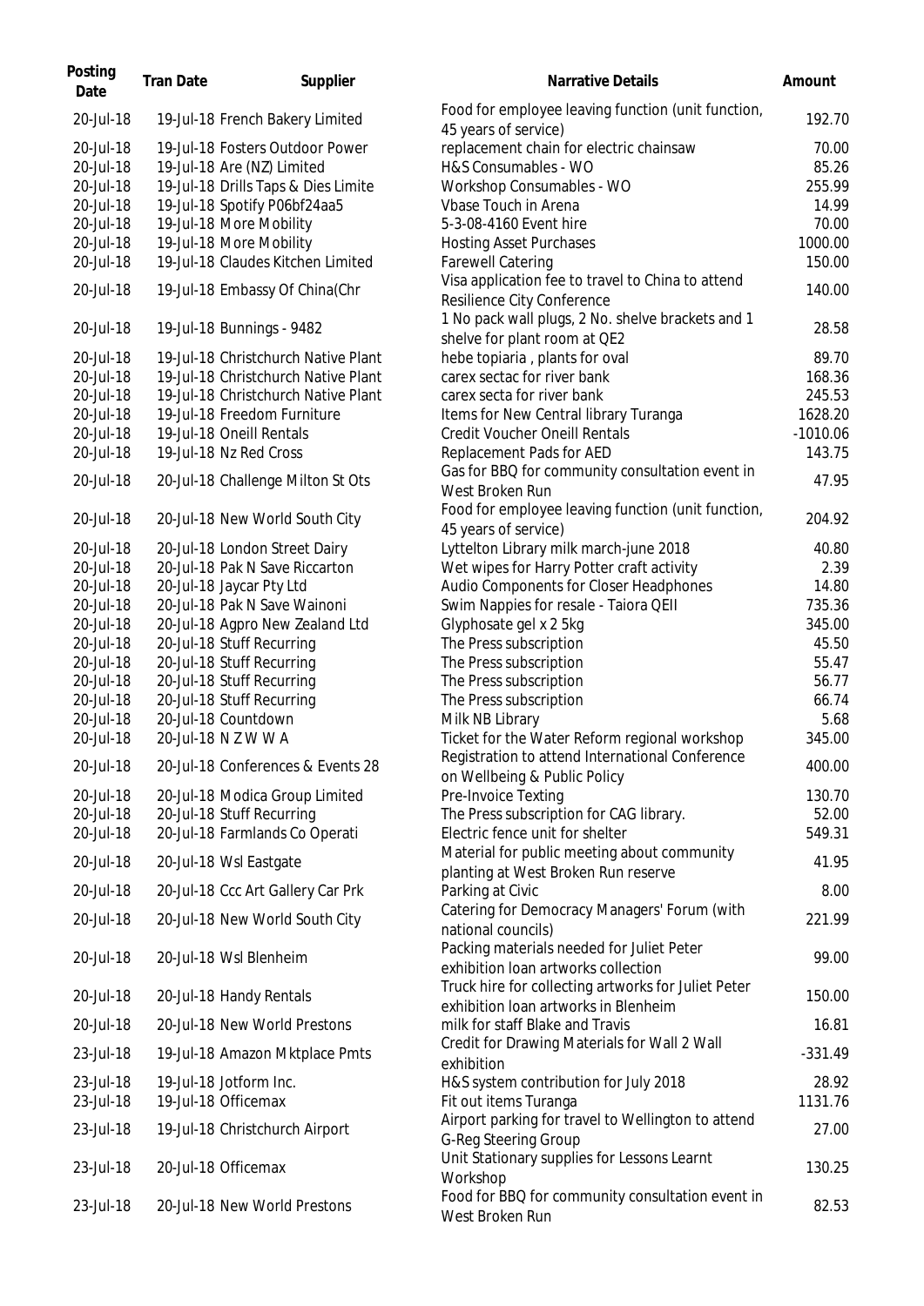| Posting Date | Tran Date | Supplier | Narrative Details | Amount |
|---|---|---|---|---|
| 20-Jul-18 | 19-Jul-18 | French Bakery Limited | Food for employee leaving function (unit function, 45 years of service) | 192.70 |
| 20-Jul-18 | 19-Jul-18 | Fosters Outdoor Power | replacement chain for electric chainsaw | 70.00 |
| 20-Jul-18 | 19-Jul-18 | Are (NZ) Limited | H&S Consumables - WO | 85.26 |
| 20-Jul-18 | 19-Jul-18 | Drills Taps & Dies Limite | Workshop Consumables - WO | 255.99 |
| 20-Jul-18 | 19-Jul-18 | Spotify P06bf24aa5 | Vbase Touch in Arena | 14.99 |
| 20-Jul-18 | 19-Jul-18 | More Mobility | 5-3-08-4160 Event hire | 70.00 |
| 20-Jul-18 | 19-Jul-18 | More Mobility | Hosting Asset Purchases | 1000.00 |
| 20-Jul-18 | 19-Jul-18 | Claudes Kitchen Limited | Farewell Catering | 150.00 |
| 20-Jul-18 | 19-Jul-18 | Embassy Of China(Chr | Visa application fee to travel to China to attend Resilience City Conference | 140.00 |
| 20-Jul-18 | 19-Jul-18 | Bunnings - 9482 | 1 No pack wall plugs, 2 No. shelve brackets and 1 shelve for plant room at QE2 | 28.58 |
| 20-Jul-18 | 19-Jul-18 | Christchurch Native Plant | hebe topiaria , plants for oval | 89.70 |
| 20-Jul-18 | 19-Jul-18 | Christchurch Native Plant | carex sectac for river bank | 168.36 |
| 20-Jul-18 | 19-Jul-18 | Christchurch Native Plant | carex secta for river bank | 245.53 |
| 20-Jul-18 | 19-Jul-18 | Freedom Furniture | Items for New Central library Turanga | 1628.20 |
| 20-Jul-18 | 19-Jul-18 | Oneill Rentals | Credit Voucher Oneill Rentals | -1010.06 |
| 20-Jul-18 | 19-Jul-18 | Nz Red Cross | Replacement Pads for AED | 143.75 |
| 20-Jul-18 | 20-Jul-18 | Challenge Milton St Ots | Gas for BBQ for community consultation event in West Broken Run | 47.95 |
| 20-Jul-18 | 20-Jul-18 | New World South City | Food for employee leaving function (unit function, 45 years of service) | 204.92 |
| 20-Jul-18 | 20-Jul-18 | London Street Dairy | Lyttelton Library milk march-june 2018 | 40.80 |
| 20-Jul-18 | 20-Jul-18 | Pak N Save Riccarton | Wet wipes for Harry Potter craft activity | 2.39 |
| 20-Jul-18 | 20-Jul-18 | Jaycar Pty Ltd | Audio Components for Closer Headphones | 14.80 |
| 20-Jul-18 | 20-Jul-18 | Pak N Save Wainoni | Swim Nappies for resale - Taiora QEII | 735.36 |
| 20-Jul-18 | 20-Jul-18 | Agpro New Zealand Ltd | Glyphosate gel x 2 5kg | 345.00 |
| 20-Jul-18 | 20-Jul-18 | Stuff Recurring | The Press subscription | 45.50 |
| 20-Jul-18 | 20-Jul-18 | Stuff Recurring | The Press subscription | 55.47 |
| 20-Jul-18 | 20-Jul-18 | Stuff Recurring | The Press subscription | 56.77 |
| 20-Jul-18 | 20-Jul-18 | Stuff Recurring | The Press subscription | 66.74 |
| 20-Jul-18 | 20-Jul-18 | Countdown | Milk NB Library | 5.68 |
| 20-Jul-18 | 20-Jul-18 | N Z W W A | Ticket for the Water Reform regional workshop | 345.00 |
| 20-Jul-18 | 20-Jul-18 | Conferences & Events 28 | Registration to attend International Conference on Wellbeing & Public Policy | 400.00 |
| 20-Jul-18 | 20-Jul-18 | Modica Group Limited | Pre-Invoice Texting | 130.70 |
| 20-Jul-18 | 20-Jul-18 | Stuff Recurring | The Press subscription for CAG library. | 52.00 |
| 20-Jul-18 | 20-Jul-18 | Farmlands Co Operati | Electric fence unit for shelter | 549.31 |
| 20-Jul-18 | 20-Jul-18 | Wsl Eastgate | Material for public meeting about community planting at West Broken Run reserve | 41.95 |
| 20-Jul-18 | 20-Jul-18 | Ccc Art Gallery Car Prk | Parking at Civic | 8.00 |
| 20-Jul-18 | 20-Jul-18 | New World South City | Catering for Democracy Managers' Forum (with national councils) | 221.99 |
| 20-Jul-18 | 20-Jul-18 | Wsl Blenheim | Packing materials needed for Juliet Peter exhibition loan artworks collection | 99.00 |
| 20-Jul-18 | 20-Jul-18 | Handy Rentals | Truck hire for collecting artworks for Juliet Peter exhibition loan artworks in Blenheim | 150.00 |
| 20-Jul-18 | 20-Jul-18 | New World Prestons | milk for staff Blake and Travis | 16.81 |
| 23-Jul-18 | 19-Jul-18 | Amazon Mktplace Pmts | Credit for Drawing Materials for Wall 2 Wall exhibition | -331.49 |
| 23-Jul-18 | 19-Jul-18 | Jotform Inc. | H&S system contribution for July 2018 | 28.92 |
| 23-Jul-18 | 19-Jul-18 | Officemax | Fit out items Turanga | 1131.76 |
| 23-Jul-18 | 19-Jul-18 | Christchurch Airport | Airport parking for travel to Wellington to attend G-Reg Steering Group | 27.00 |
| 23-Jul-18 | 20-Jul-18 | Officemax | Unit Stationary supplies for Lessons Learnt Workshop | 130.25 |
| 23-Jul-18 | 20-Jul-18 | New World Prestons | Food for BBQ for community consultation event in West Broken Run | 82.53 |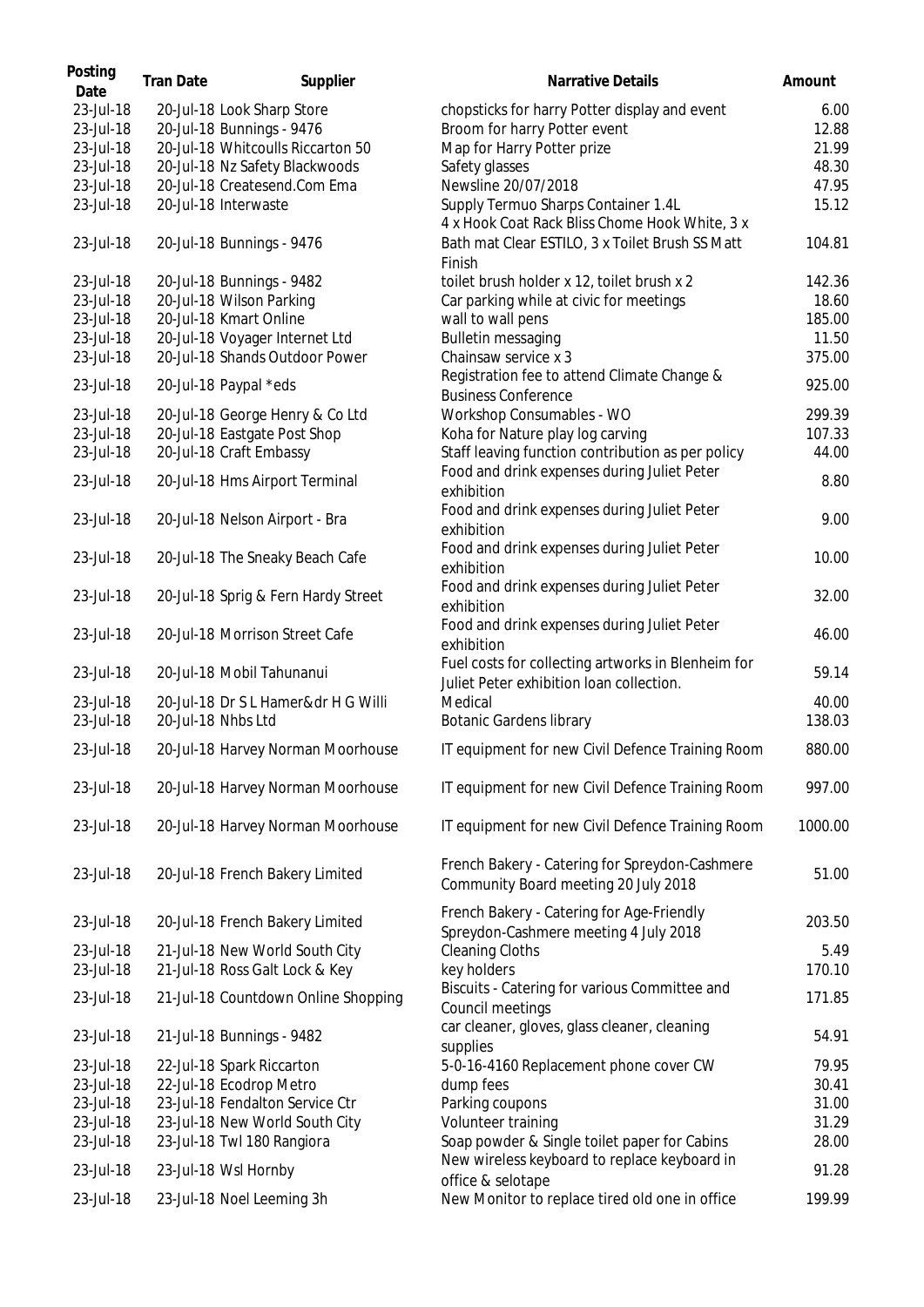| Posting Date | Tran Date | Supplier | Narrative Details | Amount |
|---|---|---|---|---|
| 23-Jul-18 | 20-Jul-18 | Look Sharp Store | chopsticks for harry Potter display and event | 6.00 |
| 23-Jul-18 | 20-Jul-18 | Bunnings - 9476 | Broom for harry Potter event | 12.88 |
| 23-Jul-18 | 20-Jul-18 | Whitcoulls Riccarton 50 | Map for Harry Potter prize | 21.99 |
| 23-Jul-18 | 20-Jul-18 | Nz Safety Blackwoods | Safety glasses | 48.30 |
| 23-Jul-18 | 20-Jul-18 | Createsend.Com Ema | Newsline 20/07/2018 | 47.95 |
| 23-Jul-18 | 20-Jul-18 | Interwaste | Supply Termuo Sharps Container 1.4L | 15.12 |
| 23-Jul-18 | 20-Jul-18 | Bunnings - 9476 | 4 x Hook Coat Rack Bliss Chome Hook White, 3 x Bath mat Clear ESTILO, 3 x Toilet Brush SS Matt Finish | 104.81 |
| 23-Jul-18 | 20-Jul-18 | Bunnings - 9482 | toilet brush holder x 12, toilet brush x 2 | 142.36 |
| 23-Jul-18 | 20-Jul-18 | Wilson Parking | Car parking while at civic for meetings | 18.60 |
| 23-Jul-18 | 20-Jul-18 | Kmart Online | wall to wall pens | 185.00 |
| 23-Jul-18 | 20-Jul-18 | Voyager Internet Ltd | Bulletin messaging | 11.50 |
| 23-Jul-18 | 20-Jul-18 | Shands Outdoor Power | Chainsaw service x 3 | 375.00 |
| 23-Jul-18 | 20-Jul-18 | Paypal *eds | Registration fee to attend Climate Change & Business Conference | 925.00 |
| 23-Jul-18 | 20-Jul-18 | George Henry & Co Ltd | Workshop Consumables - WO | 299.39 |
| 23-Jul-18 | 20-Jul-18 | Eastgate Post Shop | Koha for Nature play log carving | 107.33 |
| 23-Jul-18 | 20-Jul-18 | Craft Embassy | Staff leaving function contribution as per policy | 44.00 |
| 23-Jul-18 | 20-Jul-18 | Hms Airport Terminal | Food and drink expenses during Juliet Peter exhibition | 8.80 |
| 23-Jul-18 | 20-Jul-18 | Nelson Airport - Bra | Food and drink expenses during Juliet Peter exhibition | 9.00 |
| 23-Jul-18 | 20-Jul-18 | The Sneaky Beach Cafe | Food and drink expenses during Juliet Peter exhibition | 10.00 |
| 23-Jul-18 | 20-Jul-18 | Sprig & Fern Hardy Street | Food and drink expenses during Juliet Peter exhibition | 32.00 |
| 23-Jul-18 | 20-Jul-18 | Morrison Street Cafe | Food and drink expenses during Juliet Peter exhibition | 46.00 |
| 23-Jul-18 | 20-Jul-18 | Mobil Tahunanui | Fuel costs for collecting artworks in Blenheim for Juliet Peter exhibition loan collection. | 59.14 |
| 23-Jul-18 | 20-Jul-18 | Dr S L Hamer&dr H G Willi | Medical | 40.00 |
| 23-Jul-18 | 20-Jul-18 | Nhbs Ltd | Botanic Gardens library | 138.03 |
| 23-Jul-18 | 20-Jul-18 | Harvey Norman Moorhouse | IT equipment for new Civil Defence Training Room | 880.00 |
| 23-Jul-18 | 20-Jul-18 | Harvey Norman Moorhouse | IT equipment for new Civil Defence Training Room | 997.00 |
| 23-Jul-18 | 20-Jul-18 | Harvey Norman Moorhouse | IT equipment for new Civil Defence Training Room | 1000.00 |
| 23-Jul-18 | 20-Jul-18 | French Bakery Limited | French Bakery - Catering for Spreydon-Cashmere Community Board meeting 20 July 2018 | 51.00 |
| 23-Jul-18 | 20-Jul-18 | French Bakery Limited | French Bakery - Catering for Age-Friendly Spreydon-Cashmere meeting 4 July 2018 | 203.50 |
| 23-Jul-18 | 21-Jul-18 | New World South City | Cleaning Cloths | 5.49 |
| 23-Jul-18 | 21-Jul-18 | Ross Galt Lock & Key | key holders | 170.10 |
| 23-Jul-18 | 21-Jul-18 | Countdown Online Shopping | Biscuits - Catering for various Committee and Council meetings | 171.85 |
| 23-Jul-18 | 21-Jul-18 | Bunnings - 9482 | car cleaner, gloves, glass cleaner, cleaning supplies | 54.91 |
| 23-Jul-18 | 22-Jul-18 | Spark Riccarton | 5-0-16-4160 Replacement phone cover CW | 79.95 |
| 23-Jul-18 | 22-Jul-18 | Ecodrop Metro | dump fees | 30.41 |
| 23-Jul-18 | 23-Jul-18 | Fendalton Service Ctr | Parking coupons | 31.00 |
| 23-Jul-18 | 23-Jul-18 | New World South City | Volunteer training | 31.29 |
| 23-Jul-18 | 23-Jul-18 | Twl 180 Rangiora | Soap powder & Single toilet paper for Cabins | 28.00 |
| 23-Jul-18 | 23-Jul-18 | Wsl Hornby | New wireless keyboard to replace keyboard in office & selotape | 91.28 |
| 23-Jul-18 | 23-Jul-18 | Noel Leeming 3h | New Monitor to replace tired old one in office | 199.99 |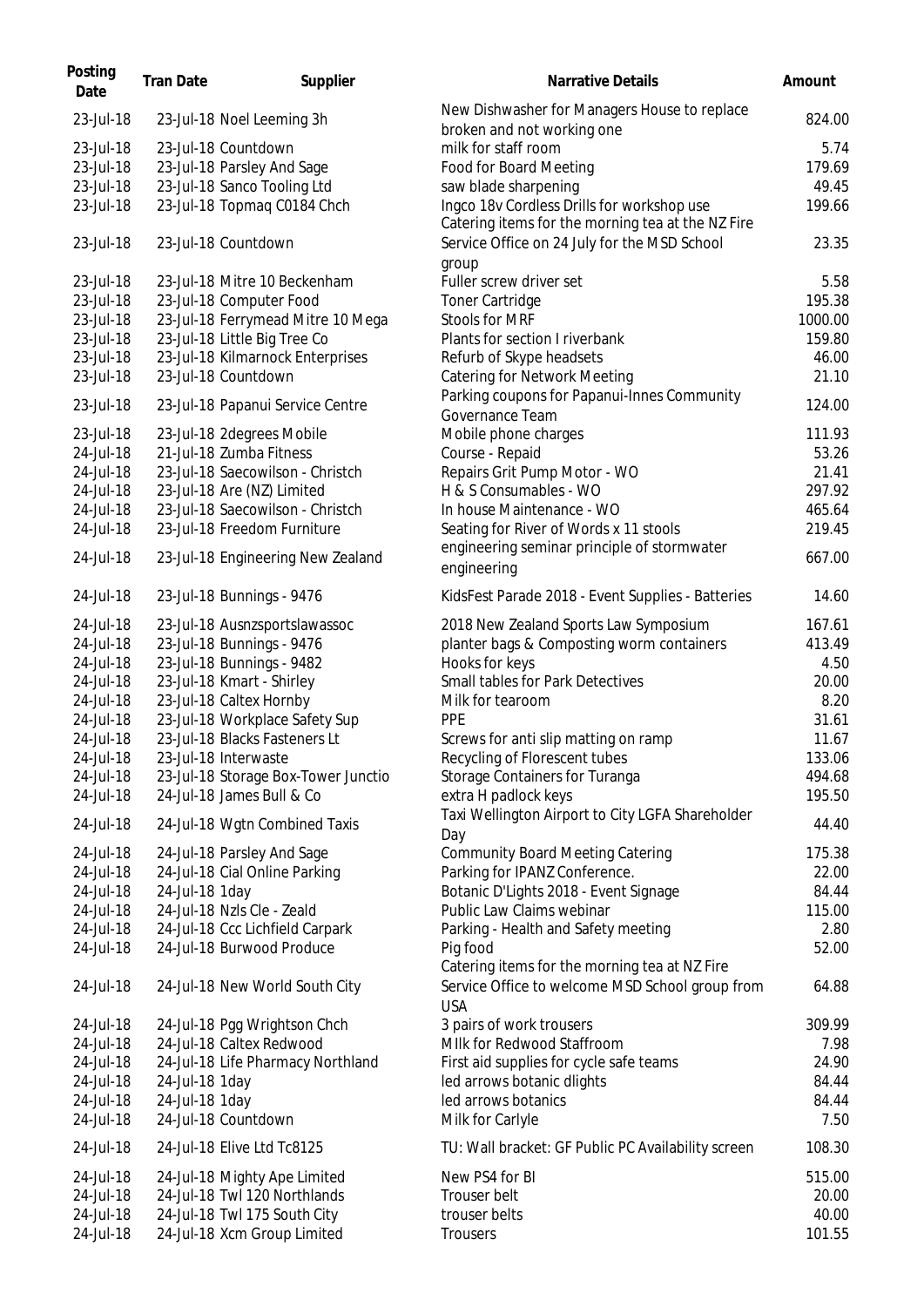| Posting Date | Tran Date | Supplier | Narrative Details | Amount |
|---|---|---|---|---|
| 23-Jul-18 | 23-Jul-18 | Noel Leeming 3h | New Dishwasher for Managers House to replace broken and not working one | 824.00 |
| 23-Jul-18 | 23-Jul-18 | Countdown | milk for staff room | 5.74 |
| 23-Jul-18 | 23-Jul-18 | Parsley And Sage | Food for Board Meeting | 179.69 |
| 23-Jul-18 | 23-Jul-18 | Sanco Tooling Ltd | saw blade sharpening | 49.45 |
| 23-Jul-18 | 23-Jul-18 | Topmaq C0184 Chch | Ingco 18v Cordless Drills for workshop use | 199.66 |
| 23-Jul-18 | 23-Jul-18 | Countdown | Catering items for the morning tea at the NZ Fire Service Office on 24 July for the MSD School group | 23.35 |
| 23-Jul-18 | 23-Jul-18 | Mitre 10 Beckenham | Fuller screw driver set | 5.58 |
| 23-Jul-18 | 23-Jul-18 | Computer Food | Toner Cartridge | 195.38 |
| 23-Jul-18 | 23-Jul-18 | Ferrymead Mitre 10 Mega | Stools for MRF | 1000.00 |
| 23-Jul-18 | 23-Jul-18 | Little Big Tree Co | Plants for section I riverbank | 159.80 |
| 23-Jul-18 | 23-Jul-18 | Kilmarnock Enterprises | Refurb of Skype headsets | 46.00 |
| 23-Jul-18 | 23-Jul-18 | Countdown | Catering for Network Meeting | 21.10 |
| 23-Jul-18 | 23-Jul-18 | Papanui Service Centre | Parking coupons for Papanui-Innes Community Governance Team | 124.00 |
| 23-Jul-18 | 23-Jul-18 | 2degrees Mobile | Mobile phone charges | 111.93 |
| 24-Jul-18 | 21-Jul-18 | Zumba Fitness | Course - Repaid | 53.26 |
| 24-Jul-18 | 23-Jul-18 | Saecowilson - Christch | Repairs Grit Pump Motor - WO | 21.41 |
| 24-Jul-18 | 23-Jul-18 | Are (NZ) Limited | H & S Consumables - WO | 297.92 |
| 24-Jul-18 | 23-Jul-18 | Saecowilson - Christch | In house Maintenance - WO | 465.64 |
| 24-Jul-18 | 23-Jul-18 | Freedom Furniture | Seating for River of Words x 11 stools | 219.45 |
| 24-Jul-18 | 23-Jul-18 | Engineering New Zealand | engineering seminar principle of stormwater engineering | 667.00 |
| 24-Jul-18 | 23-Jul-18 | Bunnings - 9476 | KidsFest Parade 2018 - Event Supplies - Batteries | 14.60 |
| 24-Jul-18 | 23-Jul-18 | Ausnzsportslawassoc | 2018 New Zealand Sports Law Symposium | 167.61 |
| 24-Jul-18 | 23-Jul-18 | Bunnings - 9476 | planter bags & Composting worm containers | 413.49 |
| 24-Jul-18 | 23-Jul-18 | Bunnings - 9482 | Hooks for keys | 4.50 |
| 24-Jul-18 | 23-Jul-18 | Kmart - Shirley | Small tables for Park Detectives | 20.00 |
| 24-Jul-18 | 23-Jul-18 | Caltex Hornby | Milk for tearoom | 8.20 |
| 24-Jul-18 | 23-Jul-18 | Workplace Safety Sup | PPE | 31.61 |
| 24-Jul-18 | 23-Jul-18 | Blacks Fasteners Lt | Screws for anti slip matting on ramp | 11.67 |
| 24-Jul-18 | 23-Jul-18 | Interwaste | Recycling of Florescent tubes | 133.06 |
| 24-Jul-18 | 23-Jul-18 | Storage Box-Tower Junctio | Storage Containers for Turanga | 494.68 |
| 24-Jul-18 | 24-Jul-18 | James Bull & Co | extra H padlock keys | 195.50 |
| 24-Jul-18 | 24-Jul-18 | Wgtn Combined Taxis | Taxi Wellington Airport to City LGFA Shareholder Day | 44.40 |
| 24-Jul-18 | 24-Jul-18 | Parsley And Sage | Community Board Meeting Catering | 175.38 |
| 24-Jul-18 | 24-Jul-18 | Cial Online Parking | Parking for IPANZ Conference. | 22.00 |
| 24-Jul-18 | 24-Jul-18 | 1day | Botanic D'Lights 2018 - Event Signage | 84.44 |
| 24-Jul-18 | 24-Jul-18 | Nzls Cle - Zeald | Public Law Claims webinar | 115.00 |
| 24-Jul-18 | 24-Jul-18 | Ccc Lichfield Carpark | Parking - Health and Safety meeting | 2.80 |
| 24-Jul-18 | 24-Jul-18 | Burwood Produce | Pig food | 52.00 |
| 24-Jul-18 | 24-Jul-18 | New World South City | Catering items for the morning tea at NZ Fire Service Office to welcome MSD School group from USA | 64.88 |
| 24-Jul-18 | 24-Jul-18 | Pgg Wrightson Chch | 3 pairs of work trousers | 309.99 |
| 24-Jul-18 | 24-Jul-18 | Caltex Redwood | MIlk for Redwood Staffroom | 7.98 |
| 24-Jul-18 | 24-Jul-18 | Life Pharmacy Northland | First aid supplies for cycle safe teams | 24.90 |
| 24-Jul-18 | 24-Jul-18 | 1day | led arrows botanic dlights | 84.44 |
| 24-Jul-18 | 24-Jul-18 | 1day | led arrows botanics | 84.44 |
| 24-Jul-18 | 24-Jul-18 | Countdown | Milk for Carlyle | 7.50 |
| 24-Jul-18 | 24-Jul-18 | Elive Ltd Tc8125 | TU: Wall bracket: GF Public PC Availability screen | 108.30 |
| 24-Jul-18 | 24-Jul-18 | Mighty Ape Limited | New PS4 for BI | 515.00 |
| 24-Jul-18 | 24-Jul-18 | Twl 120 Northlands | Trouser belt | 20.00 |
| 24-Jul-18 | 24-Jul-18 | Twl 175 South City | trouser belts | 40.00 |
| 24-Jul-18 | 24-Jul-18 | Xcm Group Limited | Trousers | 101.55 |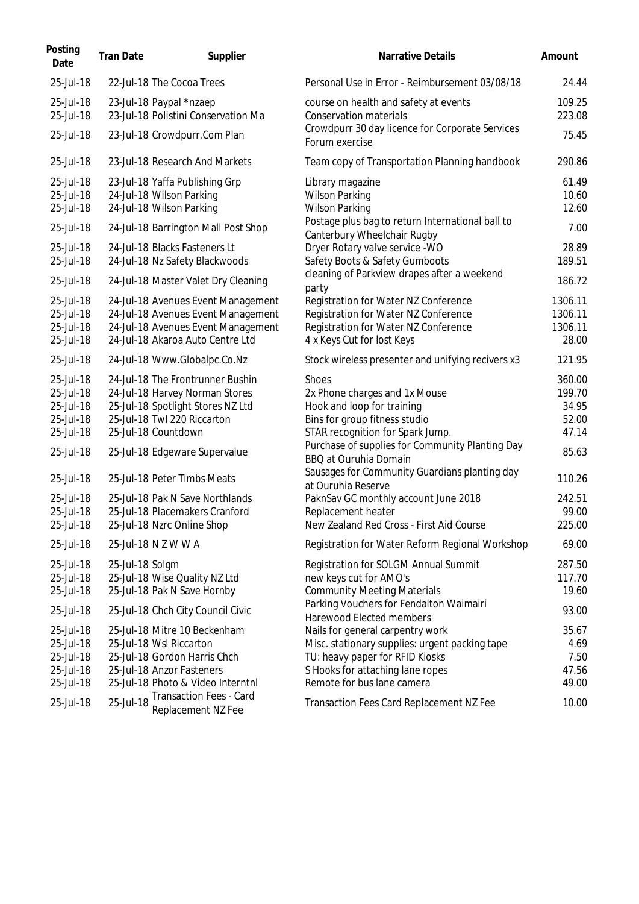| Posting Date | Tran Date | Supplier | Narrative Details | Amount |
|---|---|---|---|---|
| 25-Jul-18 | 22-Jul-18 | The Cocoa Trees | Personal Use in Error - Reimbursement 03/08/18 | 24.44 |
| 25-Jul-18 | 23-Jul-18 | Paypal *nzaep | course on health and safety at events | 109.25 |
| 25-Jul-18 | 23-Jul-18 | Polistini Conservation Ma | Conservation materials | 223.08 |
| 25-Jul-18 | 23-Jul-18 | Crowdpurr.Com Plan | Crowdpurr 30 day licence for Corporate Services Forum exercise | 75.45 |
| 25-Jul-18 | 23-Jul-18 | Research And Markets | Team copy of Transportation Planning handbook | 290.86 |
| 25-Jul-18 | 23-Jul-18 | Yaffa Publishing Grp | Library magazine | 61.49 |
| 25-Jul-18 | 24-Jul-18 | Wilson Parking | Wilson Parking | 10.60 |
| 25-Jul-18 | 24-Jul-18 | Wilson Parking | Wilson Parking | 12.60 |
| 25-Jul-18 | 24-Jul-18 | Barrington Mall Post Shop | Postage plus bag to return International ball to Canterbury Wheelchair Rugby | 7.00 |
| 25-Jul-18 | 24-Jul-18 | Blacks Fasteners Lt | Dryer Rotary valve service -WO | 28.89 |
| 25-Jul-18 | 24-Jul-18 | Nz Safety Blackwoods | Safety Boots & Safety Gumboots | 189.51 |
| 25-Jul-18 | 24-Jul-18 | Master Valet Dry Cleaning | cleaning of Parkview drapes after a weekend party | 186.72 |
| 25-Jul-18 | 24-Jul-18 | Avenues Event Management | Registration for Water NZ Conference | 1306.11 |
| 25-Jul-18 | 24-Jul-18 | Avenues Event Management | Registration for Water NZ Conference | 1306.11 |
| 25-Jul-18 | 24-Jul-18 | Avenues Event Management | Registration for Water NZ Conference | 1306.11 |
| 25-Jul-18 | 24-Jul-18 | Akaroa Auto Centre Ltd | 4 x Keys Cut for lost Keys | 28.00 |
| 25-Jul-18 | 24-Jul-18 | Www.Globalpc.Co.Nz | Stock wireless presenter and unifying recivers x3 | 121.95 |
| 25-Jul-18 | 24-Jul-18 | The Frontrunner Bushin | Shoes | 360.00 |
| 25-Jul-18 | 24-Jul-18 | Harvey Norman Stores | 2x Phone charges and 1x Mouse | 199.70 |
| 25-Jul-18 | 25-Jul-18 | Spotlight Stores NZ Ltd | Hook and loop for training | 34.95 |
| 25-Jul-18 | 25-Jul-18 | Twl 220 Riccarton | Bins for group fitness studio | 52.00 |
| 25-Jul-18 | 25-Jul-18 | Countdown | STAR recognition for Spark Jump. | 47.14 |
| 25-Jul-18 | 25-Jul-18 | Edgeware Supervalue | Purchase of supplies for Community Planting Day BBQ at Ouruhia Domain | 85.63 |
| 25-Jul-18 | 25-Jul-18 | Peter Timbs Meats | Sausages for Community Guardians planting day at Ouruhia Reserve | 110.26 |
| 25-Jul-18 | 25-Jul-18 | Pak N Save Northlands | PaknSav GC monthly account June 2018 | 242.51 |
| 25-Jul-18 | 25-Jul-18 | Placemakers Cranford | Replacement heater | 99.00 |
| 25-Jul-18 | 25-Jul-18 | Nzrc Online Shop | New Zealand Red Cross - First Aid Course | 225.00 |
| 25-Jul-18 | 25-Jul-18 | N Z W W A | Registration for Water Reform Regional Workshop | 69.00 |
| 25-Jul-18 | 25-Jul-18 | Solgm | Registration for SOLGM Annual Summit | 287.50 |
| 25-Jul-18 | 25-Jul-18 | Wise Quality NZ Ltd | new keys cut for AMO's | 117.70 |
| 25-Jul-18 | 25-Jul-18 | Pak N Save Hornby | Community Meeting Materials | 19.60 |
| 25-Jul-18 | 25-Jul-18 | Chch City Council Civic | Parking Vouchers for Fendalton Waimairi Harewood Elected members | 93.00 |
| 25-Jul-18 | 25-Jul-18 | Mitre 10 Beckenham | Nails for general carpentry work | 35.67 |
| 25-Jul-18 | 25-Jul-18 | Wsl Riccarton | Misc. stationary supplies: urgent packing tape | 4.69 |
| 25-Jul-18 | 25-Jul-18 | Gordon Harris Chch | TU: heavy paper for RFID Kiosks | 7.50 |
| 25-Jul-18 | 25-Jul-18 | Anzor Fasteners | S Hooks for attaching lane ropes | 47.56 |
| 25-Jul-18 | 25-Jul-18 | Photo & Video Interntnl | Remote for bus lane camera | 49.00 |
| 25-Jul-18 | 25-Jul-18 | Transaction Fees - Card Replacement NZ Fee | Transaction Fees Card Replacement NZ Fee | 10.00 |